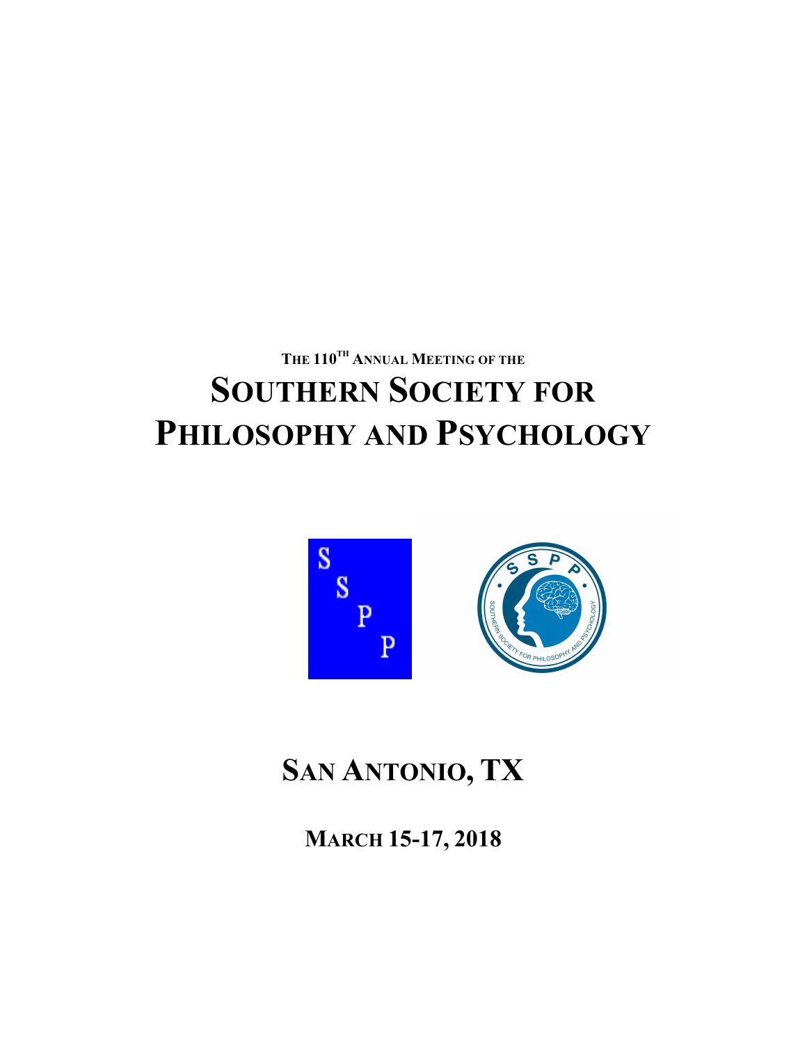THE 110[TH] ANNUAL MEETING OF THE

# SOUTHERN SOCIETY FOR PHILOSOPHY AND PSYCHOLOGY

## SAN ANTONIO, TX

### MARCH 15-17, 2018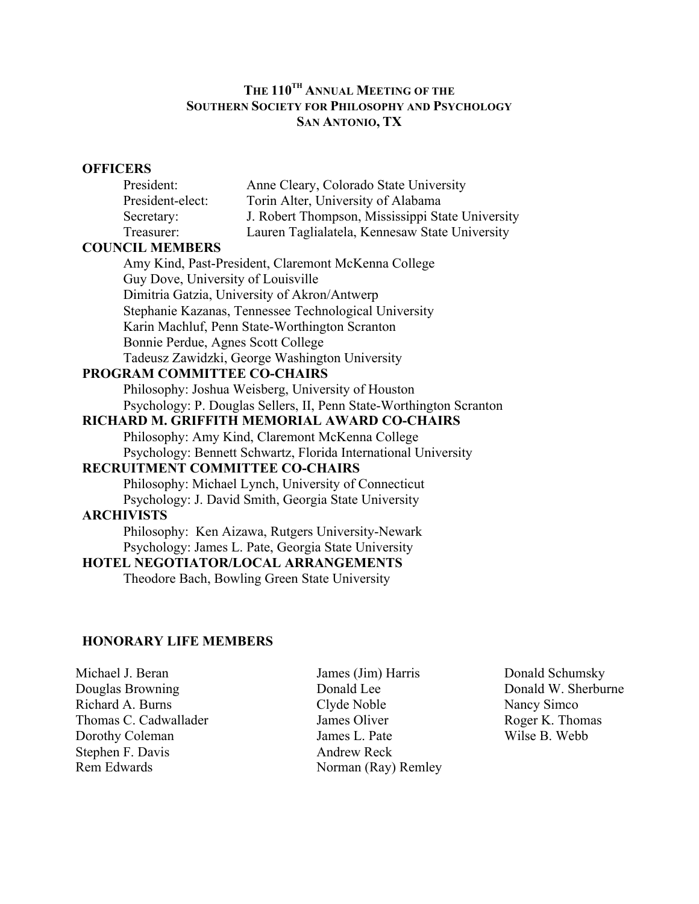# THE 110TH ANNUAL MEETING OF THE SOUTHERN SOCIETY FOR PHILOSOPHY AND PSYCHOLOGY SAN ANTONIO, TX

**OFFICERS**

President: Anne Cleary, Colorado State University
President-elect: Torin Alter, University of Alabama
Secretary: J. Robert Thompson, Mississippi State University
Treasurer: Lauren Taglialatela, Kennesaw State University

**COUNCIL MEMBERS**

Amy Kind, Past-President, Claremont McKenna College
Guy Dove, University of Louisville
Dimitria Gatzia, University of Akron/Antwerp
Stephanie Kazanas, Tennessee Technological University
Karin Machluf, Penn State-Worthington Scranton
Bonnie Perdue, Agnes Scott College
Tadeusz Zawidzki, George Washington University

**PROGRAM COMMITTEE CO-CHAIRS**

Philosophy: Joshua Weisberg, University of Houston
Psychology: P. Douglas Sellers, II, Penn State-Worthington Scranton

**RICHARD M. GRIFFITH MEMORIAL AWARD CO-CHAIRS**

Philosophy: Amy Kind, Claremont McKenna College
Psychology: Bennett Schwartz, Florida International University

**RECRUITMENT COMMITTEE CO-CHAIRS**

Philosophy: Michael Lynch, University of Connecticut
Psychology: J. David Smith, Georgia State University

**ARCHIVISTS**

Philosophy: Ken Aizawa, Rutgers University-Newark
Psychology: James L. Pate, Georgia State University

**HOTEL NEGOTIATOR/LOCAL ARRANGEMENTS**

Theodore Bach, Bowling Green State University

**HONORARY LIFE MEMBERS**

Michael J. Beran
Douglas Browning
Richard A. Burns
Thomas C. Cadwallader
Dorothy Coleman
Stephen F. Davis
Rem Edwards
James (Jim) Harris
Donald Lee
Clyde Noble
James Oliver
James L. Pate
Andrew Reck
Norman (Ray) Remley
Donald Schumsky
Donald W. Sherburne
Nancy Simco
Roger K. Thomas
Wilse B. Webb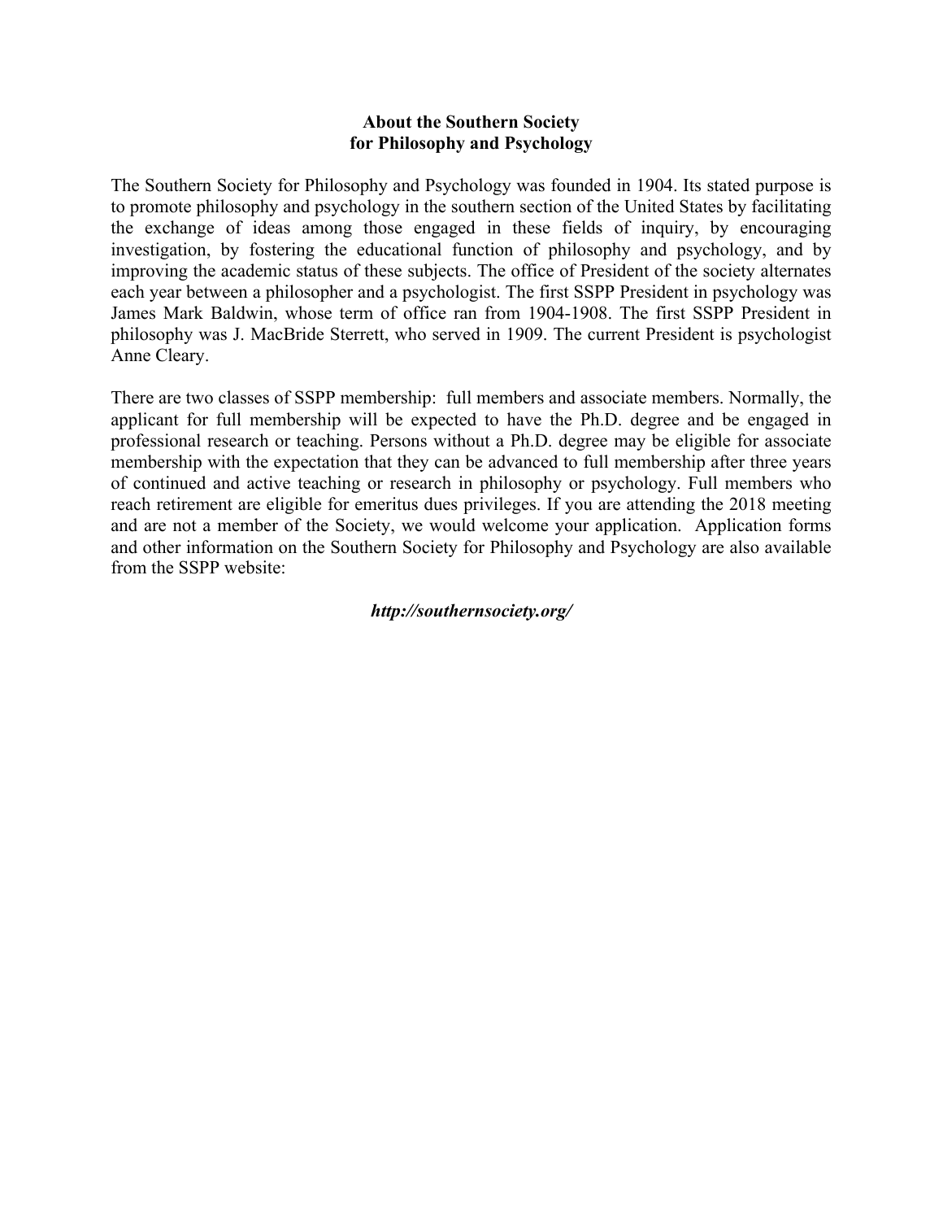## About the Southern Society for Philosophy and Psychology

The Southern Society for Philosophy and Psychology was founded in 1904. Its stated purpose is to promote philosophy and psychology in the southern section of the United States by facilitating the exchange of ideas among those engaged in these fields of inquiry, by encouraging investigation, by fostering the educational function of philosophy and psychology, and by improving the academic status of these subjects. The office of President of the society alternates each year between a philosopher and a psychologist. The first SSPP President in psychology was James Mark Baldwin, whose term of office ran from 1904-1908. The first SSPP President in philosophy was J. MacBride Sterrett, who served in 1909. The current President is psychologist Anne Cleary.

There are two classes of SSPP membership: full members and associate members. Normally, the applicant for full membership will be expected to have the Ph.D. degree and be engaged in professional research or teaching. Persons without a Ph.D. degree may be eligible for associate membership with the expectation that they can be advanced to full membership after three years of continued and active teaching or research in philosophy or psychology. Full members who reach retirement are eligible for emeritus dues privileges. If you are attending the 2018 meeting and are not a member of the Society, we would welcome your application. Application forms and other information on the Southern Society for Philosophy and Psychology are also available from the SSPP website:

***http://southernsociety.org/***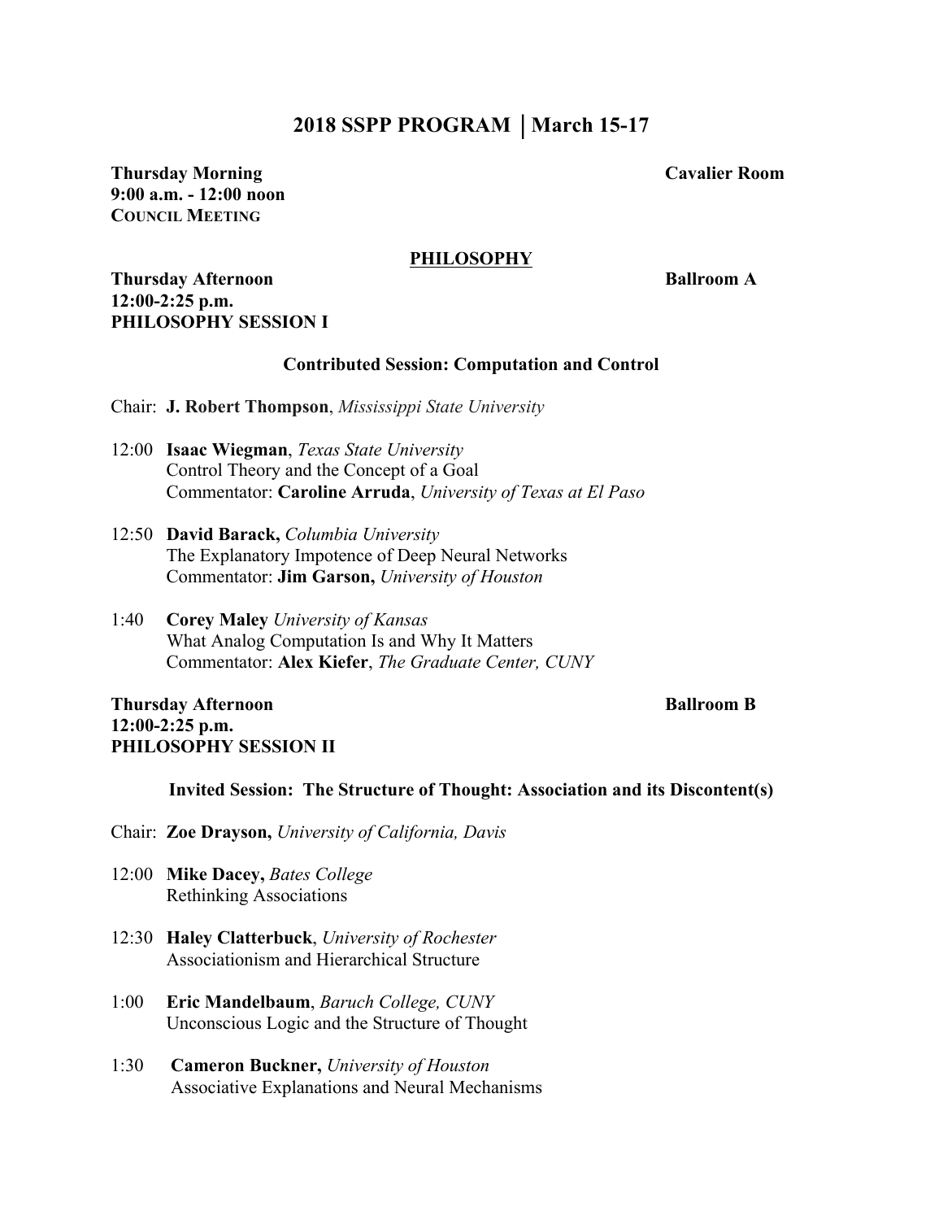# 2018 SSPP PROGRAM │March 15-17

**Thursday Morning** **Cavalier Room**
**9:00 a.m. - 12:00 noon**
**COUNCIL MEETING**

## PHILOSOPHY

**Thursday Afternoon** **Ballroom A**
**12:00-2:25 p.m.**
**PHILOSOPHY SESSION I**

### Contributed Session: Computation and Control

Chair: **J. Robert Thompson**, *Mississippi State University*

12:00 **Isaac Wiegman**, *Texas State University*
Control Theory and the Concept of a Goal
Commentator: **Caroline Arruda**, *University of Texas at El Paso*

12:50 **David Barack,** *Columbia University*
The Explanatory Impotence of Deep Neural Networks
Commentator: **Jim Garson,** *University of Houston*

1:40 **Corey Maley** *University of Kansas*
What Analog Computation Is and Why It Matters
Commentator: **Alex Kiefer**, *The Graduate Center, CUNY*

**Thursday Afternoon** **Ballroom B**
**12:00-2:25 p.m.**
**PHILOSOPHY SESSION II**

### Invited Session: The Structure of Thought: Association and its Discontent(s)

Chair: **Zoe Drayson,** *University of California, Davis*

12:00 **Mike Dacey,** *Bates College*
Rethinking Associations

12:30 **Haley Clatterbuck**, *University of Rochester*
Associationism and Hierarchical Structure

1:00 **Eric Mandelbaum**, *Baruch College, CUNY*
Unconscious Logic and the Structure of Thought

1:30 **Cameron Buckner,** *University of Houston*
Associative Explanations and Neural Mechanisms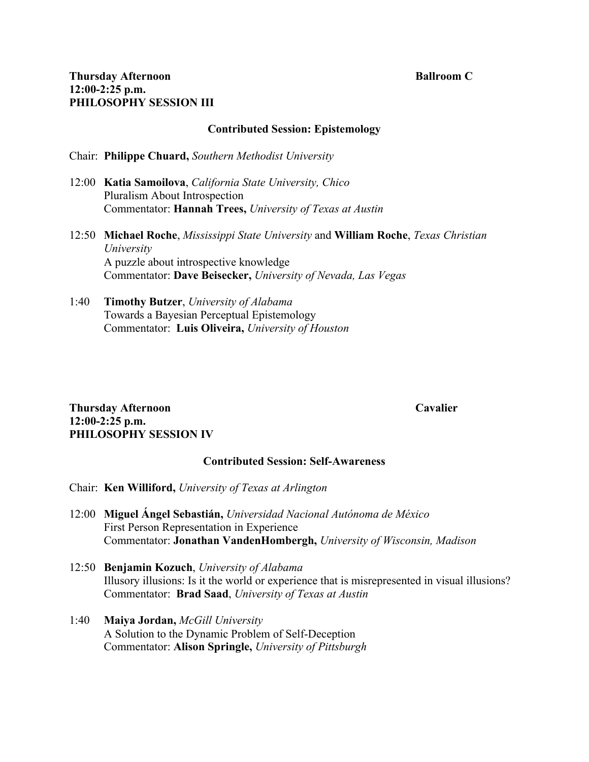**Thursday Afternoon** **Ballroom C**
**12:00-2:25 p.m.**
**PHILOSOPHY SESSION III**

**Contributed Session: Epistemology**

Chair: **Philippe Chuard,** *Southern Methodist University*

12:00 **Katia Samoilova**, *California State University, Chico*
Pluralism About Introspection
Commentator: **Hannah Trees,** *University of Texas at Austin*

12:50 **Michael Roche**, *Mississippi State University* and **William Roche**, *Texas Christian University*
A puzzle about introspective knowledge
Commentator: **Dave Beisecker,** *University of Nevada, Las Vegas*

1:40 **Timothy Butzer**, *University of Alabama*
Towards a Bayesian Perceptual Epistemology
Commentator: **Luis Oliveira,** *University of Houston*

**Thursday Afternoon** **Cavalier**
**12:00-2:25 p.m.**
**PHILOSOPHY SESSION IV**

**Contributed Session: Self-Awareness**

Chair: **Ken Williford,** *University of Texas at Arlington*

12:00 **Miguel Ángel Sebastián,** *Universidad Nacional Autónoma de México*
First Person Representation in Experience
Commentator: **Jonathan VandenHombergh,** *University of Wisconsin, Madison*

12:50 **Benjamin Kozuch**, *University of Alabama*
Illusory illusions: Is it the world or experience that is misrepresented in visual illusions?
Commentator: **Brad Saad**, *University of Texas at Austin*

1:40 **Maiya Jordan,** *McGill University*
A Solution to the Dynamic Problem of Self-Deception
Commentator: **Alison Springle,** *University of Pittsburgh*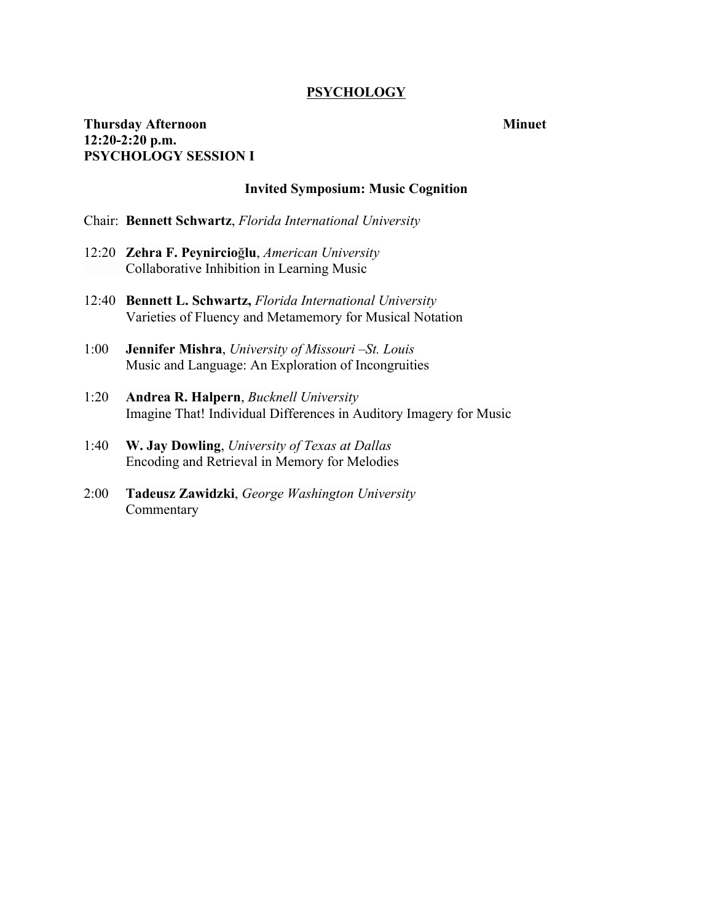# PSYCHOLOGY

**Thursday Afternoon** **Minuet**
**12:20-2:20 p.m.**
**PSYCHOLOGY SESSION I**

## Invited Symposium: Music Cognition

Chair: **Bennett Schwartz**, *Florida International University*

12:20 **Zehra F. Peynircioğlu**, *American University*
Collaborative Inhibition in Learning Music

12:40 **Bennett L. Schwartz,** *Florida International University*
Varieties of Fluency and Metamemory for Musical Notation

1:00 **Jennifer Mishra**, *University of Missouri –St. Louis*
Music and Language: An Exploration of Incongruities

1:20 **Andrea R. Halpern**, *Bucknell University*
Imagine That! Individual Differences in Auditory Imagery for Music

1:40 **W. Jay Dowling**, *University of Texas at Dallas*
Encoding and Retrieval in Memory for Melodies

2:00 **Tadeusz Zawidzki**, *George Washington University*
Commentary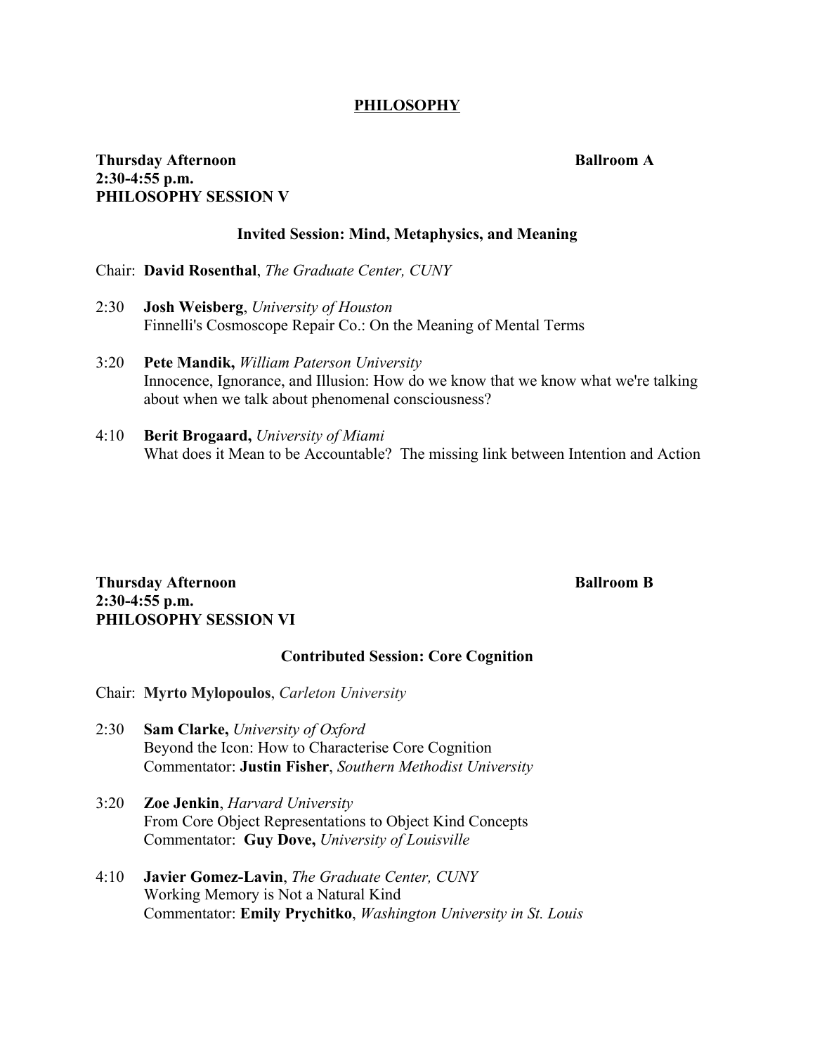## PHILOSOPHY

**Thursday Afternoon** **Ballroom A**
**2:30-4:55 p.m.**
**PHILOSOPHY SESSION V**

### Invited Session: Mind, Metaphysics, and Meaning

Chair: **David Rosenthal**, *The Graduate Center, CUNY*

2:30 **Josh Weisberg**, *University of Houston*
Finnelli's Cosmoscope Repair Co.: On the Meaning of Mental Terms

3:20 **Pete Mandik,** *William Paterson University*
Innocence, Ignorance, and Illusion: How do we know that we know what we're talking about when we talk about phenomenal consciousness?

4:10 **Berit Brogaard,** *University of Miami*
What does it Mean to be Accountable? The missing link between Intention and Action

**Thursday Afternoon** **Ballroom B**
**2:30-4:55 p.m.**
**PHILOSOPHY SESSION VI**

### Contributed Session: Core Cognition

Chair: **Myrto Mylopoulos**, *Carleton University*

2:30 **Sam Clarke,** *University of Oxford*
Beyond the Icon: How to Characterise Core Cognition
Commentator: **Justin Fisher**, *Southern Methodist University*

3:20 **Zoe Jenkin**, *Harvard University*
From Core Object Representations to Object Kind Concepts
Commentator: **Guy Dove,** *University of Louisville*

4:10 **Javier Gomez-Lavin**, *The Graduate Center, CUNY*
Working Memory is Not a Natural Kind
Commentator: **Emily Prychitko**, *Washington University in St. Louis*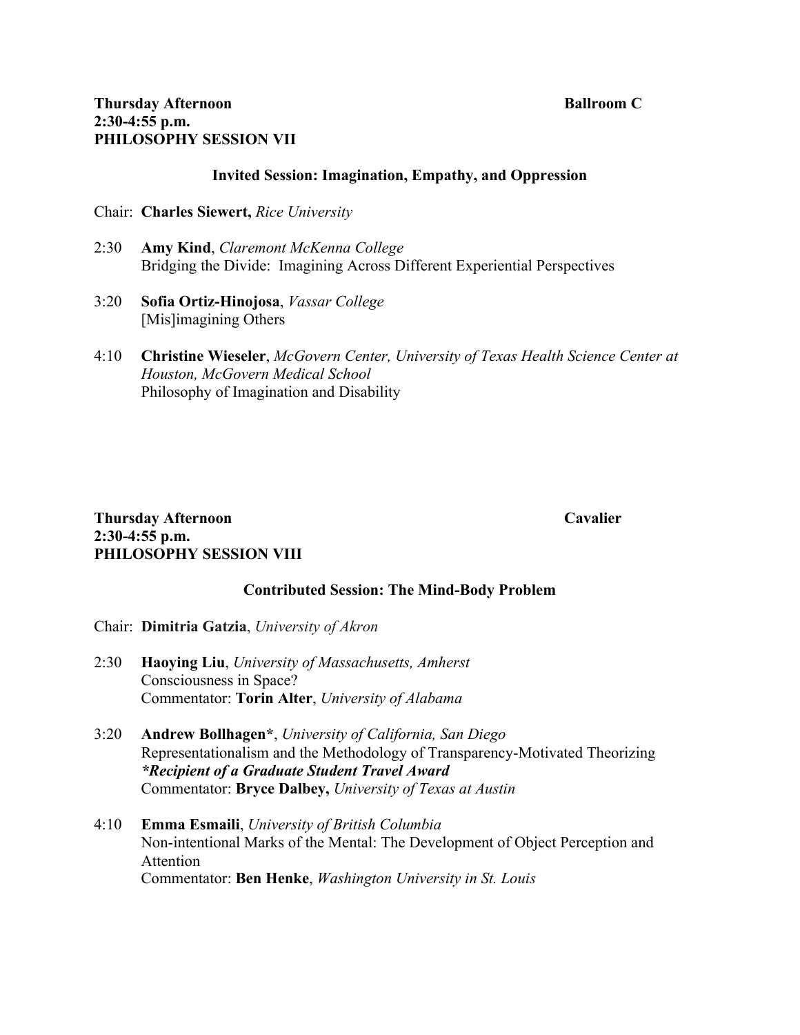**Thursday Afternoon** **Ballroom C**
**2:30-4:55 p.m.**
**PHILOSOPHY SESSION VII**

### Invited Session: Imagination, Empathy, and Oppression

Chair: **Charles Siewert,** *Rice University*

2:30 **Amy Kind**, *Claremont McKenna College*
Bridging the Divide: Imagining Across Different Experiential Perspectives

3:20 **Sofia Ortiz-Hinojosa**, *Vassar College*
[Mis]imagining Others

4:10 **Christine Wieseler**, *McGovern Center, University of Texas Health Science Center at Houston, McGovern Medical School*
Philosophy of Imagination and Disability

**Thursday Afternoon** **Cavalier**
**2:30-4:55 p.m.**
**PHILOSOPHY SESSION VIII**

### Contributed Session: The Mind-Body Problem

Chair: **Dimitria Gatzia**, *University of Akron*

2:30 **Haoying Liu**, *University of Massachusetts, Amherst*
Consciousness in Space?
Commentator: **Torin Alter**, *University of Alabama*

3:20 **Andrew Bollhagen***, *University of California, San Diego*
Representationalism and the Methodology of Transparency-Motivated Theorizing
***Recipient of a Graduate Student Travel Award***
Commentator: **Bryce Dalbey,** *University of Texas at Austin*

4:10 **Emma Esmaili**, *University of British Columbia*
Non-intentional Marks of the Mental: The Development of Object Perception and Attention
Commentator: **Ben Henke**, *Washington University in St. Louis*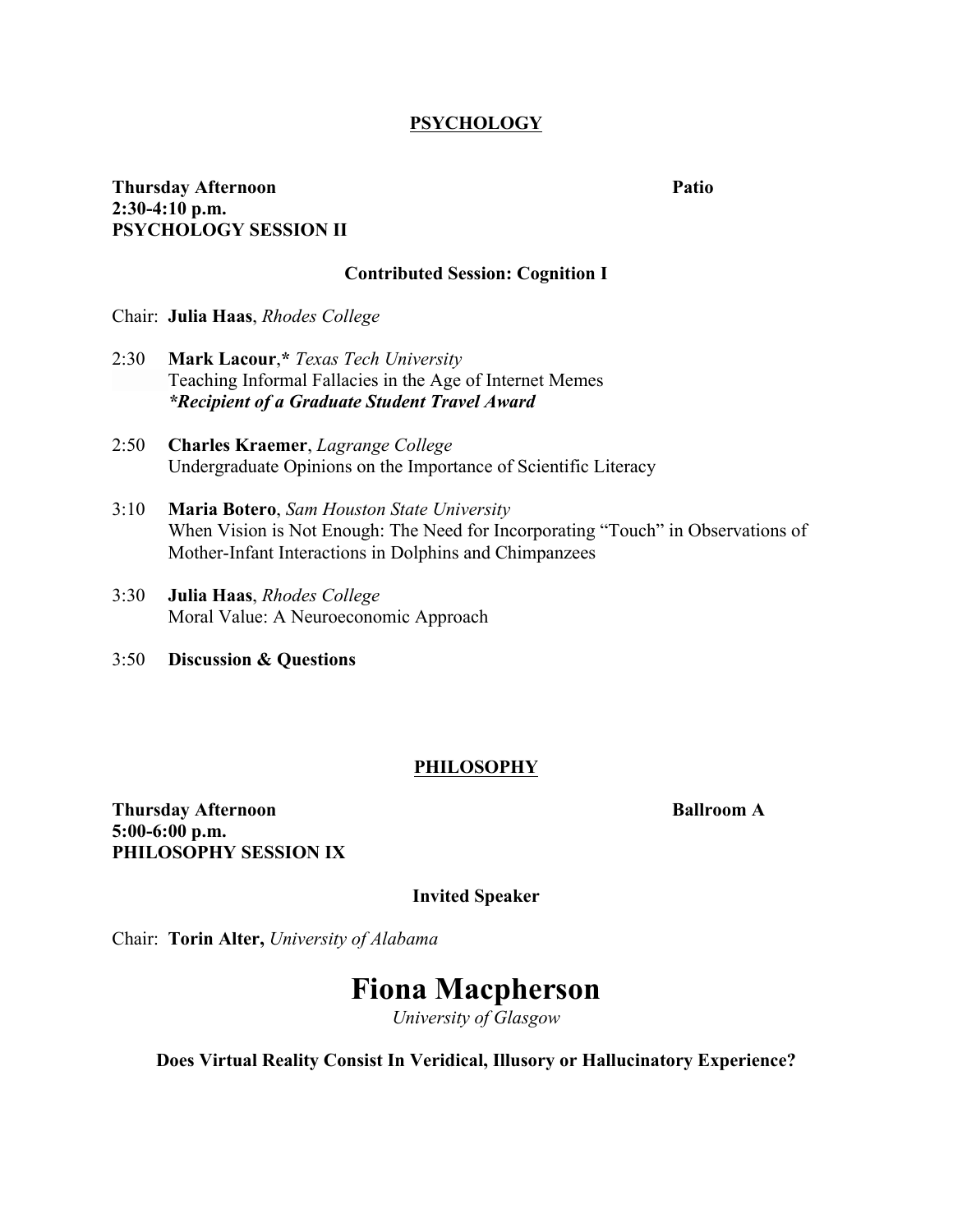## PSYCHOLOGY

**Thursday Afternoon** **Patio**
**2:30-4:10 p.m.**
**PSYCHOLOGY SESSION II**

**Contributed Session: Cognition I**

Chair: **Julia Haas**, *Rhodes College*

2:30 **Mark Lacour**,* *Texas Tech University*
Teaching Informal Fallacies in the Age of Internet Memes
***Recipient of a Graduate Student Travel Award***

2:50 **Charles Kraemer**, *Lagrange College*
Undergraduate Opinions on the Importance of Scientific Literacy

3:10 **Maria Botero**, *Sam Houston State University*
When Vision is Not Enough: The Need for Incorporating "Touch" in Observations of Mother-Infant Interactions in Dolphins and Chimpanzees

3:30 **Julia Haas**, *Rhodes College*
Moral Value: A Neuroeconomic Approach

3:50 **Discussion & Questions**

## PHILOSOPHY

**Thursday Afternoon** **Ballroom A**
**5:00-6:00 p.m.**
**PHILOSOPHY SESSION IX**

**Invited Speaker**

Chair: **Torin Alter,** *University of Alabama*

# Fiona Macpherson

*University of Glasgow*

**Does Virtual Reality Consist In Veridical, Illusory or Hallucinatory Experience?**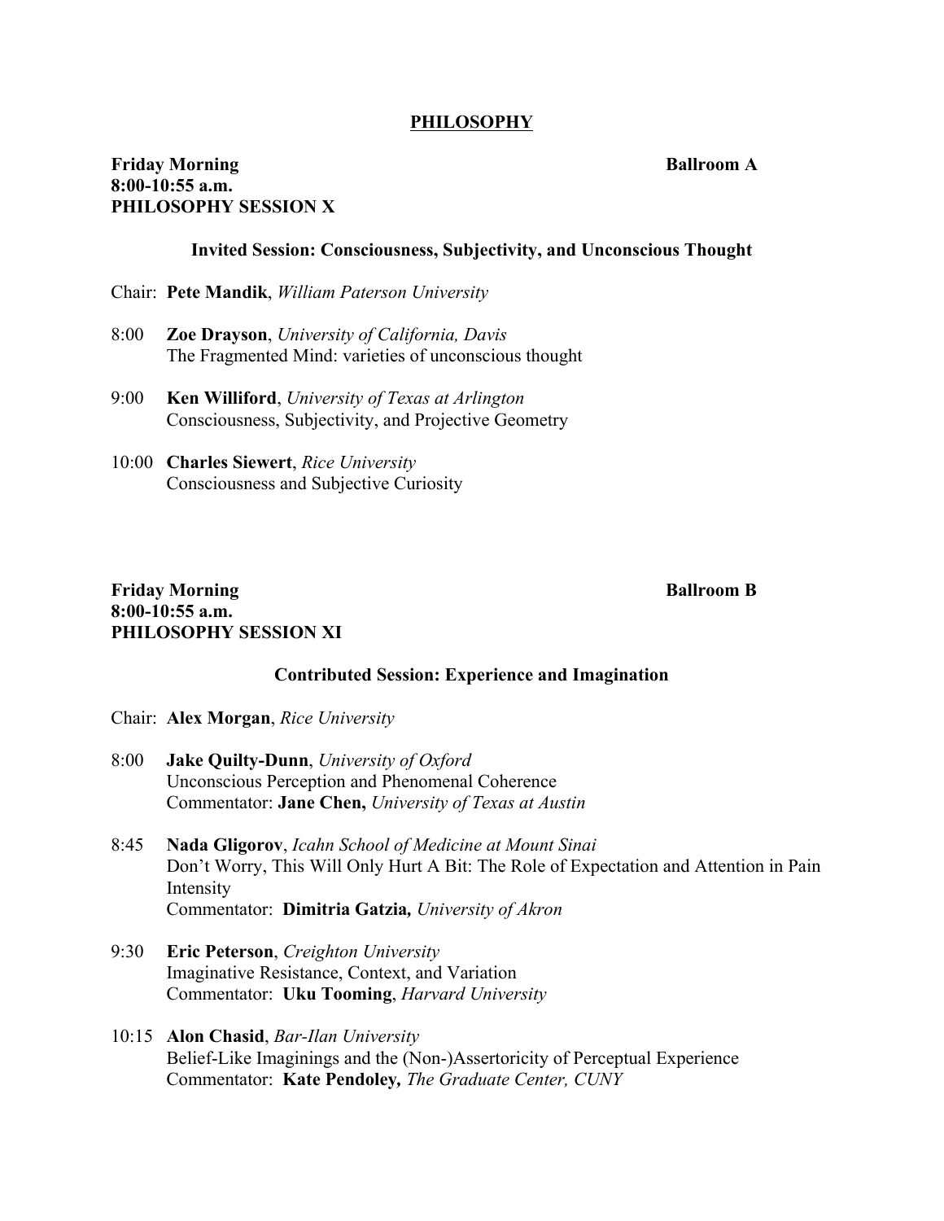# PHILOSOPHY

**Friday Morning** **Ballroom A**
**8:00-10:55 a.m.**
**PHILOSOPHY SESSION X**

### Invited Session: Consciousness, Subjectivity, and Unconscious Thought

Chair: **Pete Mandik**, *William Paterson University*

8:00 **Zoe Drayson**, *University of California, Davis*
The Fragmented Mind: varieties of unconscious thought

9:00 **Ken Williford**, *University of Texas at Arlington*
Consciousness, Subjectivity, and Projective Geometry

10:00 **Charles Siewert**, *Rice University*
Consciousness and Subjective Curiosity

**Friday Morning** **Ballroom B**
**8:00-10:55 a.m.**
**PHILOSOPHY SESSION XI**

### Contributed Session: Experience and Imagination

Chair: **Alex Morgan**, *Rice University*

8:00 **Jake Quilty-Dunn**, *University of Oxford*
Unconscious Perception and Phenomenal Coherence
Commentator: **Jane Chen,** *University of Texas at Austin*

8:45 **Nada Gligorov**, *Icahn School of Medicine at Mount Sinai*
Don't Worry, This Will Only Hurt A Bit: The Role of Expectation and Attention in Pain Intensity
Commentator: **Dimitria Gatzia,** *University of Akron*

9:30 **Eric Peterson**, *Creighton University*
Imaginative Resistance, Context, and Variation
Commentator: **Uku Tooming**, *Harvard University*

10:15 **Alon Chasid**, *Bar-Ilan University*
Belief-Like Imaginings and the (Non-)Assertoricity of Perceptual Experience
Commentator: **Kate Pendoley,** *The Graduate Center, CUNY*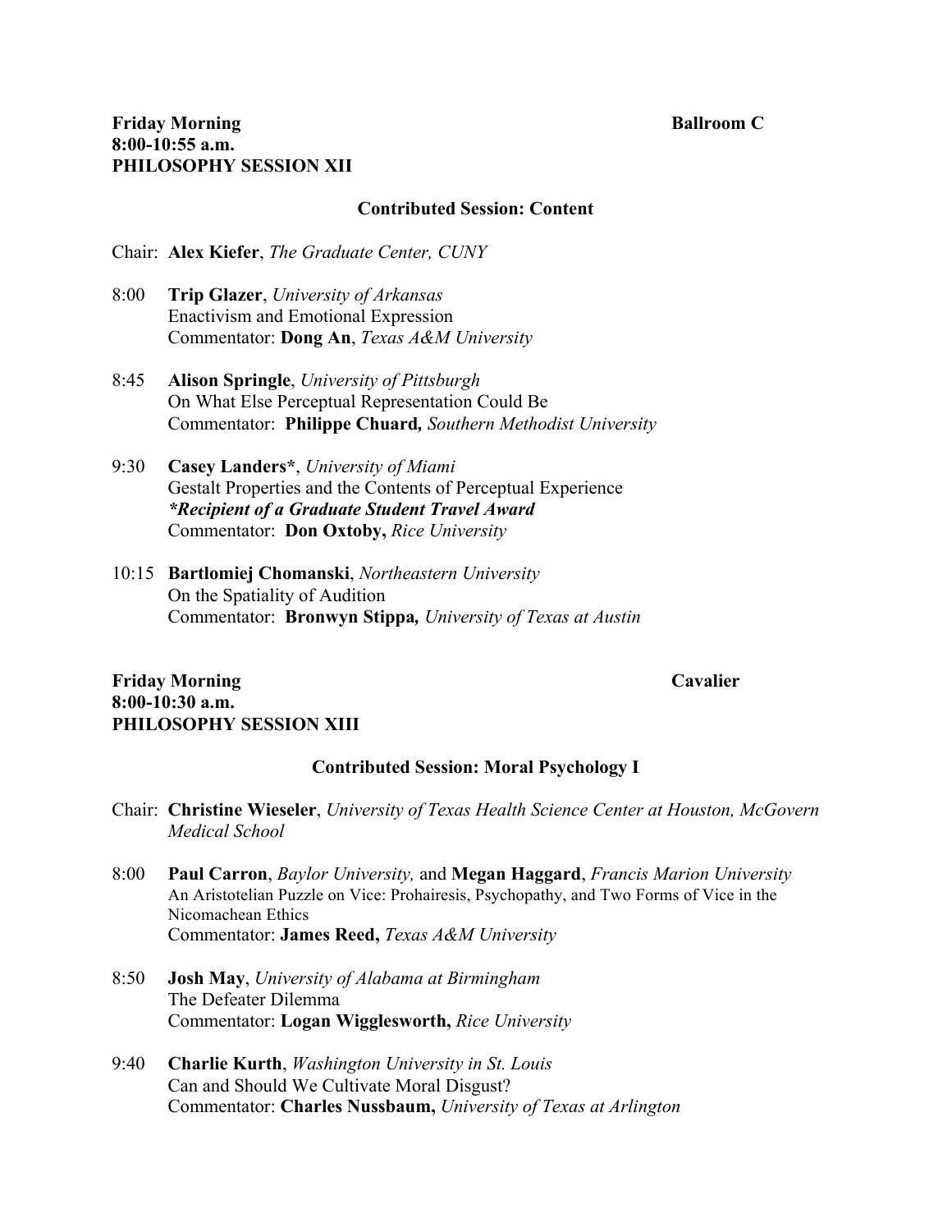**Friday Morning** **Ballroom C**
**8:00-10:55 a.m.**
**PHILOSOPHY SESSION XII**

**Contributed Session: Content**

Chair: **Alex Kiefer**, *The Graduate Center, CUNY*

8:00 **Trip Glazer**, *University of Arkansas*
Enactivism and Emotional Expression
Commentator: **Dong An**, *Texas A&M University*

8:45 **Alison Springle**, *University of Pittsburgh*
On What Else Perceptual Representation Could Be
Commentator: **Philippe Chuard,** *Southern Methodist University*

9:30 **Casey Landers***, *University of Miami*
Gestalt Properties and the Contents of Perceptual Experience
***Recipient of a Graduate Student Travel Award***
Commentator: **Don Oxtoby,** *Rice University*

10:15 **Bartlomiej Chomanski**, *Northeastern University*
On the Spatiality of Audition
Commentator: **Bronwyn Stippa,** *University of Texas at Austin*

**Friday Morning** **Cavalier**
**8:00-10:30 a.m.**
**PHILOSOPHY SESSION XIII**

**Contributed Session: Moral Psychology I**

Chair: **Christine Wieseler**, *University of Texas Health Science Center at Houston, McGovern Medical School*

8:00 **Paul Carron**, *Baylor University,* and **Megan Haggard**, *Francis Marion University*
An Aristotelian Puzzle on Vice: Prohairesis, Psychopathy, and Two Forms of Vice in the Nicomachean Ethics
Commentator: **James Reed,** *Texas A&M University*

8:50 **Josh May**, *University of Alabama at Birmingham*
The Defeater Dilemma
Commentator: **Logan Wigglesworth,** *Rice University*

9:40 **Charlie Kurth**, *Washington University in St. Louis*
Can and Should We Cultivate Moral Disgust?
Commentator: **Charles Nussbaum,** *University of Texas at Arlington*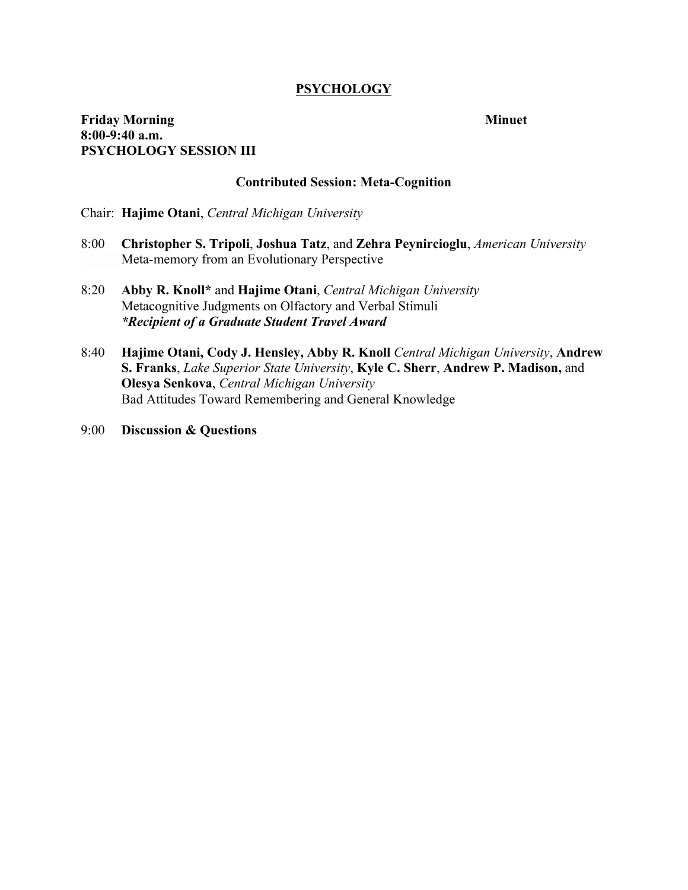## PSYCHOLOGY

**Friday Morning** **Minuet**
**8:00-9:40 a.m.**
**PSYCHOLOGY SESSION III**

### Contributed Session: Meta-Cognition

Chair: **Hajime Otani**, *Central Michigan University*

8:00 **Christopher S. Tripoli**, **Joshua Tatz**, and **Zehra Peynircioglu**, *American University*
Meta-memory from an Evolutionary Perspective

8:20 **Abby R. Knoll*** and **Hajime Otani**, *Central Michigan University*
Metacognitive Judgments on Olfactory and Verbal Stimuli
***Recipient of a Graduate Student Travel Award***

8:40 **Hajime Otani, Cody J. Hensley, Abby R. Knoll** *Central Michigan University*, **Andrew S. Franks**, *Lake Superior State University*, **Kyle C. Sherr**, **Andrew P. Madison,** and **Olesya Senkova**, *Central Michigan University*
Bad Attitudes Toward Remembering and General Knowledge

9:00 **Discussion & Questions**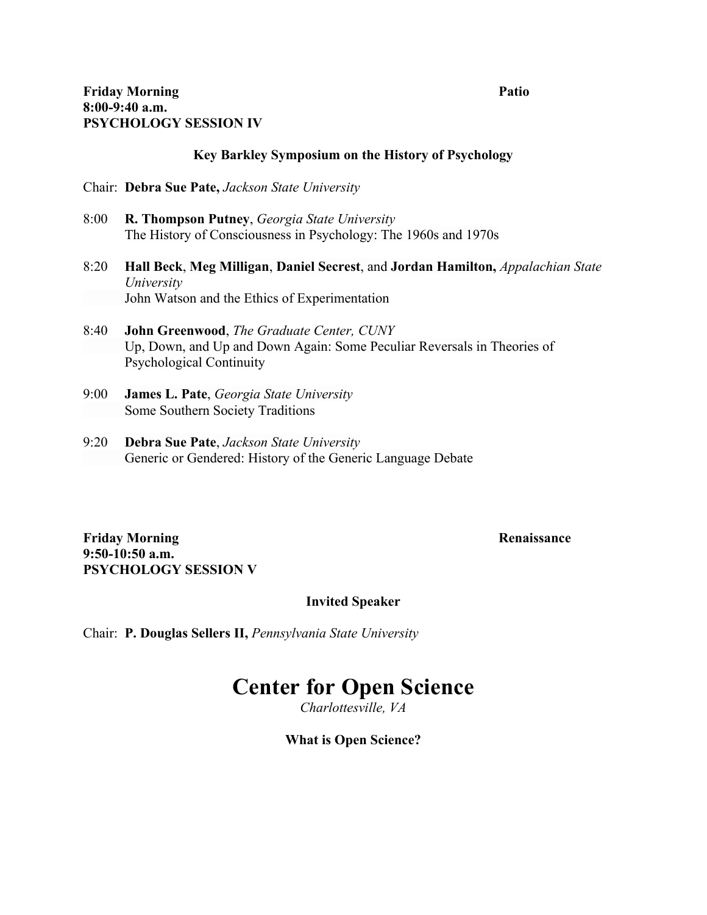**Friday Morning** **Patio**
**8:00-9:40 a.m.**
**PSYCHOLOGY SESSION IV**

**Key Barkley Symposium on the History of Psychology**

Chair: **Debra Sue Pate,** *Jackson State University*

8:00 **R. Thompson Putney**, *Georgia State University*
The History of Consciousness in Psychology: The 1960s and 1970s

8:20 **Hall Beck**, **Meg Milligan**, **Daniel Secrest**, and **Jordan Hamilton,** *Appalachian State University*
John Watson and the Ethics of Experimentation

8:40 **John Greenwood**, *The Graduate Center, CUNY*
Up, Down, and Up and Down Again: Some Peculiar Reversals in Theories of Psychological Continuity

9:00 **James L. Pate**, *Georgia State University*
Some Southern Society Traditions

9:20 **Debra Sue Pate**, *Jackson State University*
Generic or Gendered: History of the Generic Language Debate

**Friday Morning** **Renaissance**
**9:50-10:50 a.m.**
**PSYCHOLOGY SESSION V**

**Invited Speaker**

Chair: **P. Douglas Sellers II,** *Pennsylvania State University*

# Center for Open Science

*Charlottesville, VA*

**What is Open Science?**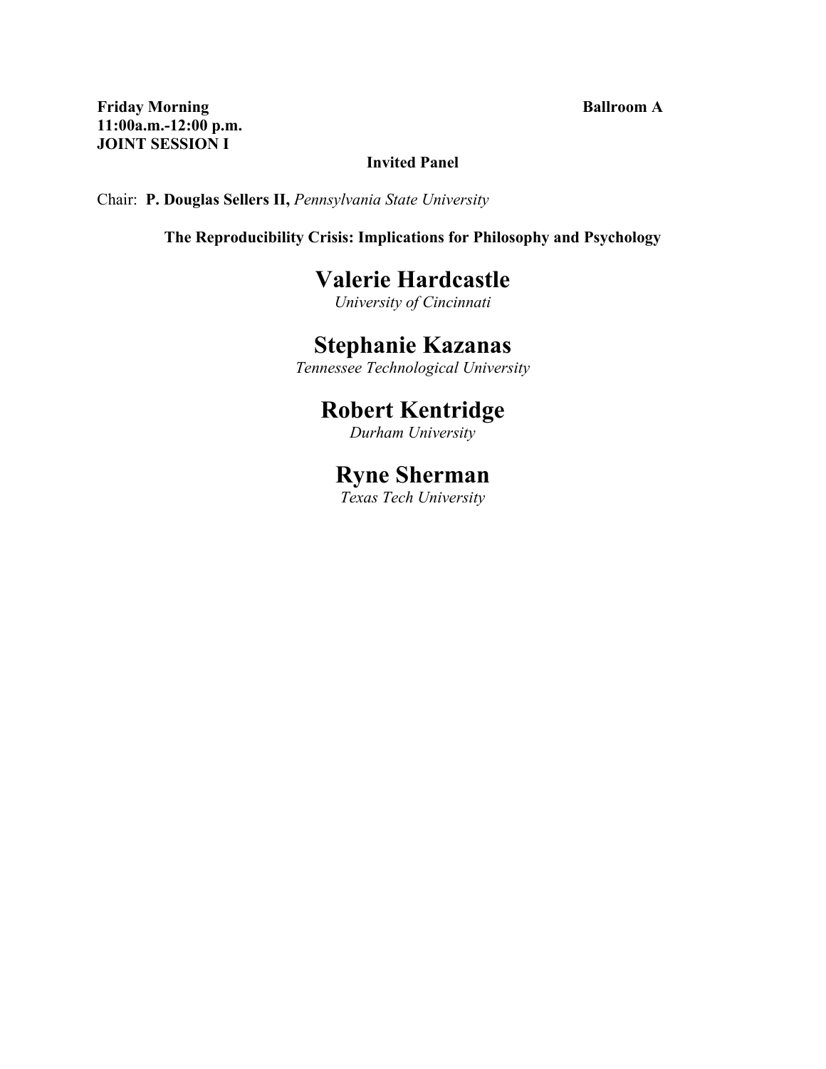**Friday Morning** **Ballroom A**
**11:00a.m.-12:00 p.m.**
**JOINT SESSION I**

**Invited Panel**

Chair: **P. Douglas Sellers II,** *Pennsylvania State University*

**The Reproducibility Crisis: Implications for Philosophy and Psychology**

## Valerie Hardcastle

*University of Cincinnati*

## Stephanie Kazanas

*Tennessee Technological University*

## Robert Kentridge

*Durham University*

## Ryne Sherman

*Texas Tech University*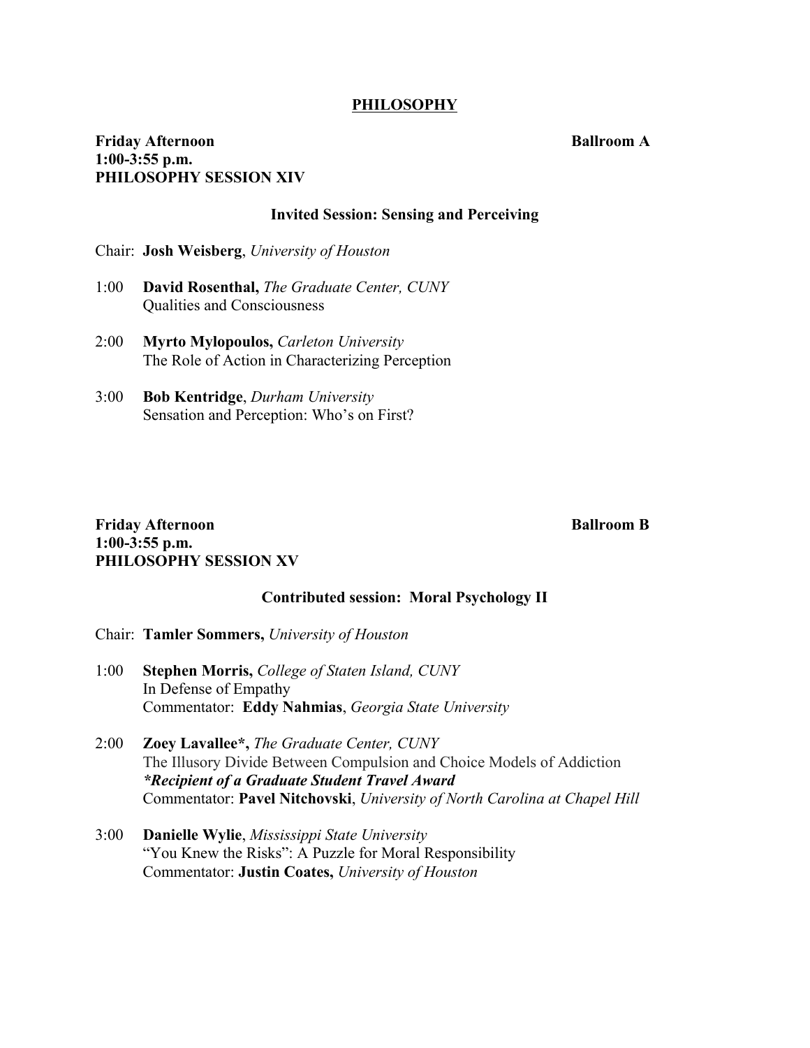## PHILOSOPHY

**Friday Afternoon** **Ballroom A**
**1:00-3:55 p.m.**
**PHILOSOPHY SESSION XIV**

### Invited Session: Sensing and Perceiving

Chair: **Josh Weisberg**, *University of Houston*

1:00 **David Rosenthal,** *The Graduate Center, CUNY*
Qualities and Consciousness

2:00 **Myrto Mylopoulos,** *Carleton University*
The Role of Action in Characterizing Perception

3:00 **Bob Kentridge**, *Durham University*
Sensation and Perception: Who's on First?

**Friday Afternoon** **Ballroom B**
**1:00-3:55 p.m.**
**PHILOSOPHY SESSION XV**

### Contributed session: Moral Psychology II

Chair: **Tamler Sommers,** *University of Houston*

1:00 **Stephen Morris,** *College of Staten Island, CUNY*
In Defense of Empathy
Commentator: **Eddy Nahmias**, *Georgia State University*

2:00 **Zoey Lavallee*,** *The Graduate Center, CUNY*
The Illusory Divide Between Compulsion and Choice Models of Addiction
***Recipient of a Graduate Student Travel Award***
Commentator: **Pavel Nitchovski**, *University of North Carolina at Chapel Hill*

3:00 **Danielle Wylie**, *Mississippi State University*
"You Knew the Risks": A Puzzle for Moral Responsibility
Commentator: **Justin Coates,** *University of Houston*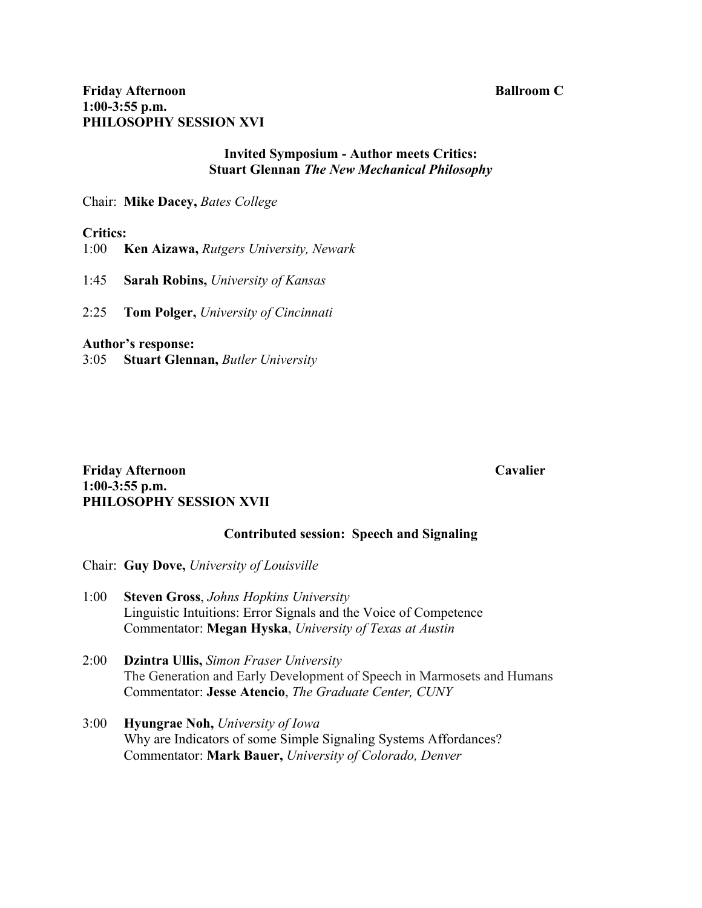**Friday Afternoon** **Ballroom C**
**1:00-3:55 p.m.**
**PHILOSOPHY SESSION XVI**

**Invited Symposium - Author meets Critics:**
**Stuart Glennan *The New Mechanical Philosophy***

Chair: **Mike Dacey,** *Bates College*

**Critics:**

1:00 **Ken Aizawa,** *Rutgers University, Newark*

1:45 **Sarah Robins,** *University of Kansas*

2:25 **Tom Polger,** *University of Cincinnati*

**Author's response:**

3:05 **Stuart Glennan,** *Butler University*

**Friday Afternoon** **Cavalier**
**1:00-3:55 p.m.**
**PHILOSOPHY SESSION XVII**

**Contributed session: Speech and Signaling**

Chair: **Guy Dove,** *University of Louisville*

1:00 **Steven Gross**, *Johns Hopkins University*
Linguistic Intuitions: Error Signals and the Voice of Competence
Commentator: **Megan Hyska**, *University of Texas at Austin*

2:00 **Dzintra Ullis,** *Simon Fraser University*
The Generation and Early Development of Speech in Marmosets and Humans
Commentator: **Jesse Atencio**, *The Graduate Center, CUNY*

3:00 **Hyungrae Noh,** *University of Iowa*
Why are Indicators of some Simple Signaling Systems Affordances?
Commentator: **Mark Bauer,** *University of Colorado, Denver*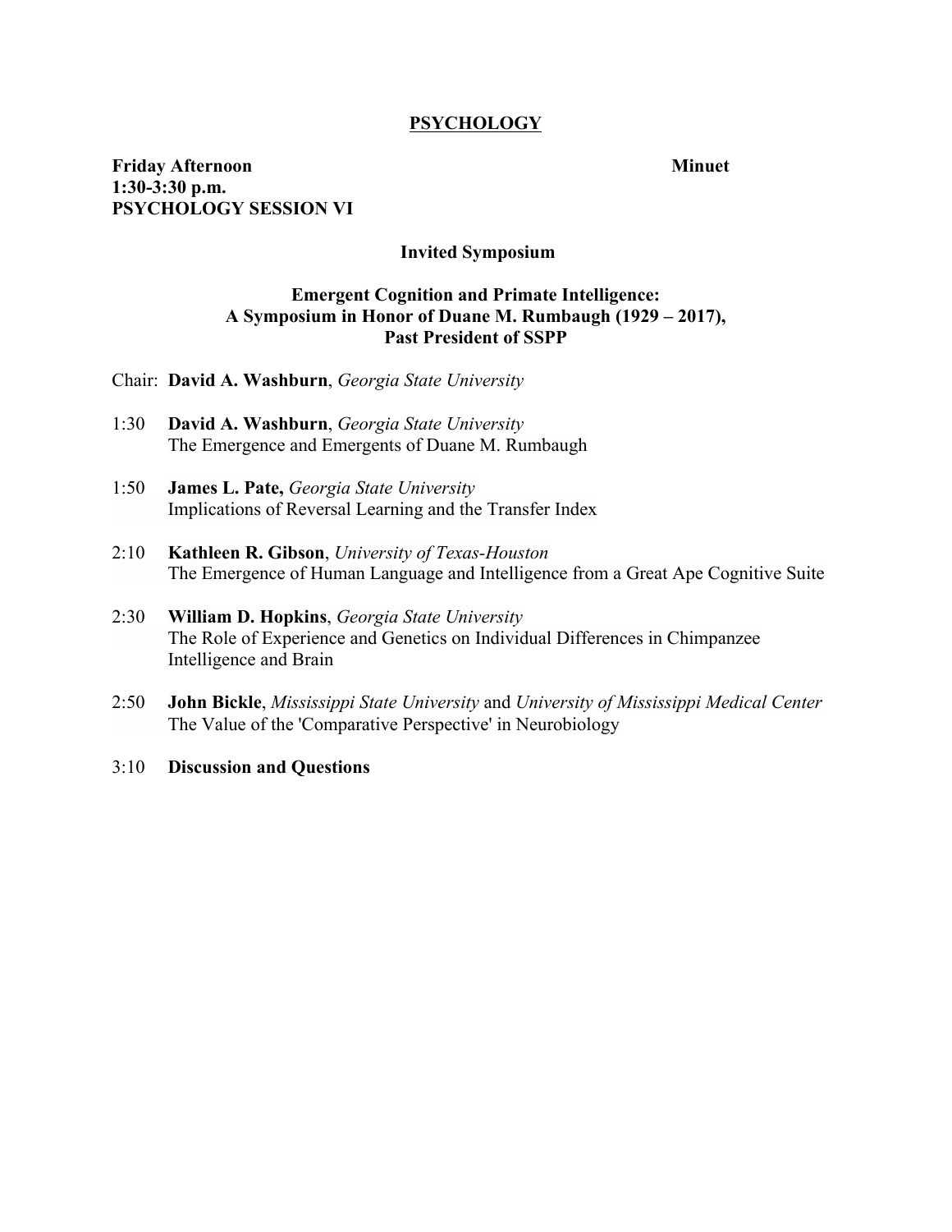## PSYCHOLOGY

**Friday Afternoon** **Minuet**
**1:30-3:30 p.m.**
**PSYCHOLOGY SESSION VI**

### Invited Symposium

### Emergent Cognition and Primate Intelligence: A Symposium in Honor of Duane M. Rumbaugh (1929 – 2017), Past President of SSPP

Chair: **David A. Washburn**, *Georgia State University*

1:30 **David A. Washburn**, *Georgia State University*
The Emergence and Emergents of Duane M. Rumbaugh

1:50 **James L. Pate,** *Georgia State University*
Implications of Reversal Learning and the Transfer Index

2:10 **Kathleen R. Gibson**, *University of Texas-Houston*
The Emergence of Human Language and Intelligence from a Great Ape Cognitive Suite

2:30 **William D. Hopkins**, *Georgia State University*
The Role of Experience and Genetics on Individual Differences in Chimpanzee Intelligence and Brain

2:50 **John Bickle**, *Mississippi State University* and *University of Mississippi Medical Center*
The Value of the 'Comparative Perspective' in Neurobiology

3:10 **Discussion and Questions**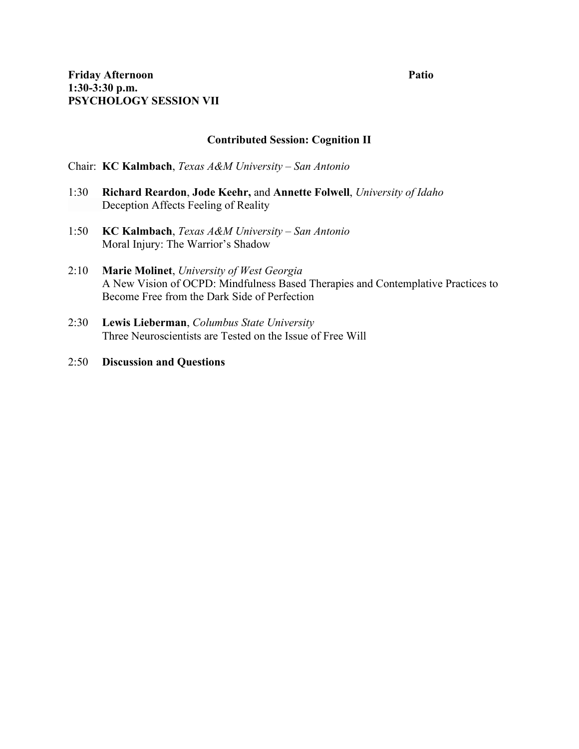**Friday Afternoon** **Patio**
**1:30-3:30 p.m.**
**PSYCHOLOGY SESSION VII**

## Contributed Session: Cognition II

Chair: **KC Kalmbach**, *Texas A&M University – San Antonio*

1:30 **Richard Reardon**, **Jode Keehr,** and **Annette Folwell**, *University of Idaho*
Deception Affects Feeling of Reality

1:50 **KC Kalmbach**, *Texas A&M University – San Antonio*
Moral Injury: The Warrior's Shadow

2:10 **Marie Molinet**, *University of West Georgia*
A New Vision of OCPD: Mindfulness Based Therapies and Contemplative Practices to Become Free from the Dark Side of Perfection

2:30 **Lewis Lieberman**, *Columbus State University*
Three Neuroscientists are Tested on the Issue of Free Will

2:50 **Discussion and Questions**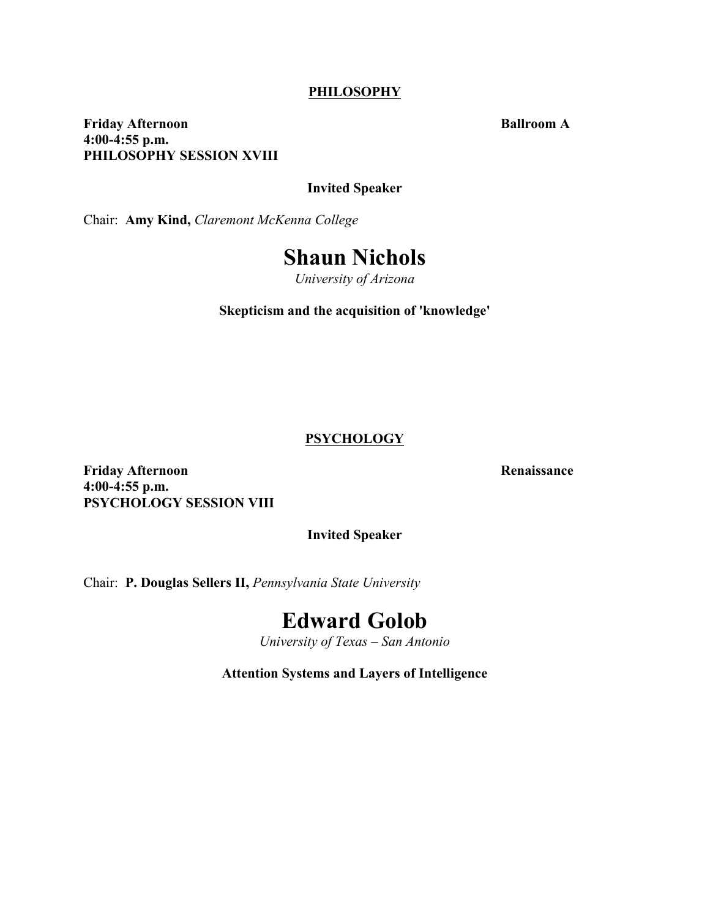## PHILOSOPHY

**Friday Afternoon** **Ballroom A**
**4:00-4:55 p.m.**
**PHILOSOPHY SESSION XVIII**

**Invited Speaker**

Chair: **Amy Kind,** *Claremont McKenna College*

# Shaun Nichols

*University of Arizona*

**Skepticism and the acquisition of 'knowledge'**

## PSYCHOLOGY

**Friday Afternoon** **Renaissance**
**4:00-4:55 p.m.**
**PSYCHOLOGY SESSION VIII**

**Invited Speaker**

Chair: **P. Douglas Sellers II,** *Pennsylvania State University*

# Edward Golob

*University of Texas – San Antonio*

**Attention Systems and Layers of Intelligence**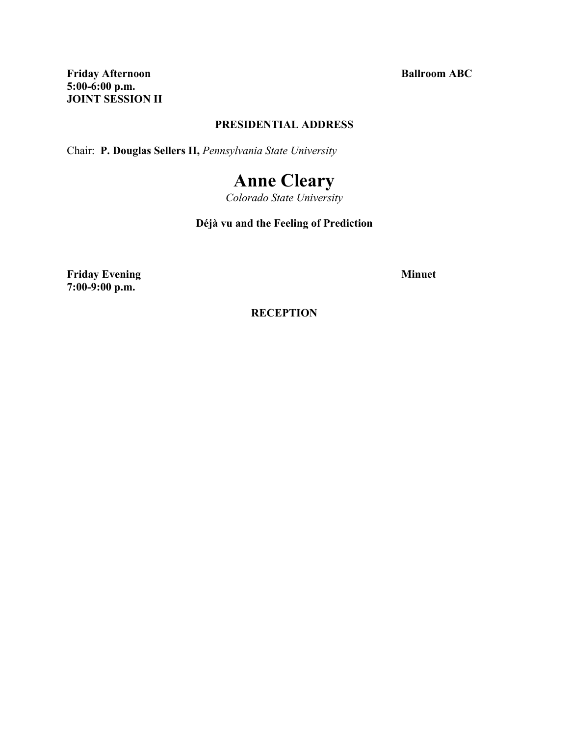**Friday Afternoon** **Ballroom ABC**
**5:00-6:00 p.m.**
**JOINT SESSION II**

## PRESIDENTIAL ADDRESS

Chair: **P. Douglas Sellers II,** *Pennsylvania State University*

# Anne Cleary

*Colorado State University*

**Déjà vu and the Feeling of Prediction**

**Friday Evening** **Minuet**
**7:00-9:00 p.m.**

## RECEPTION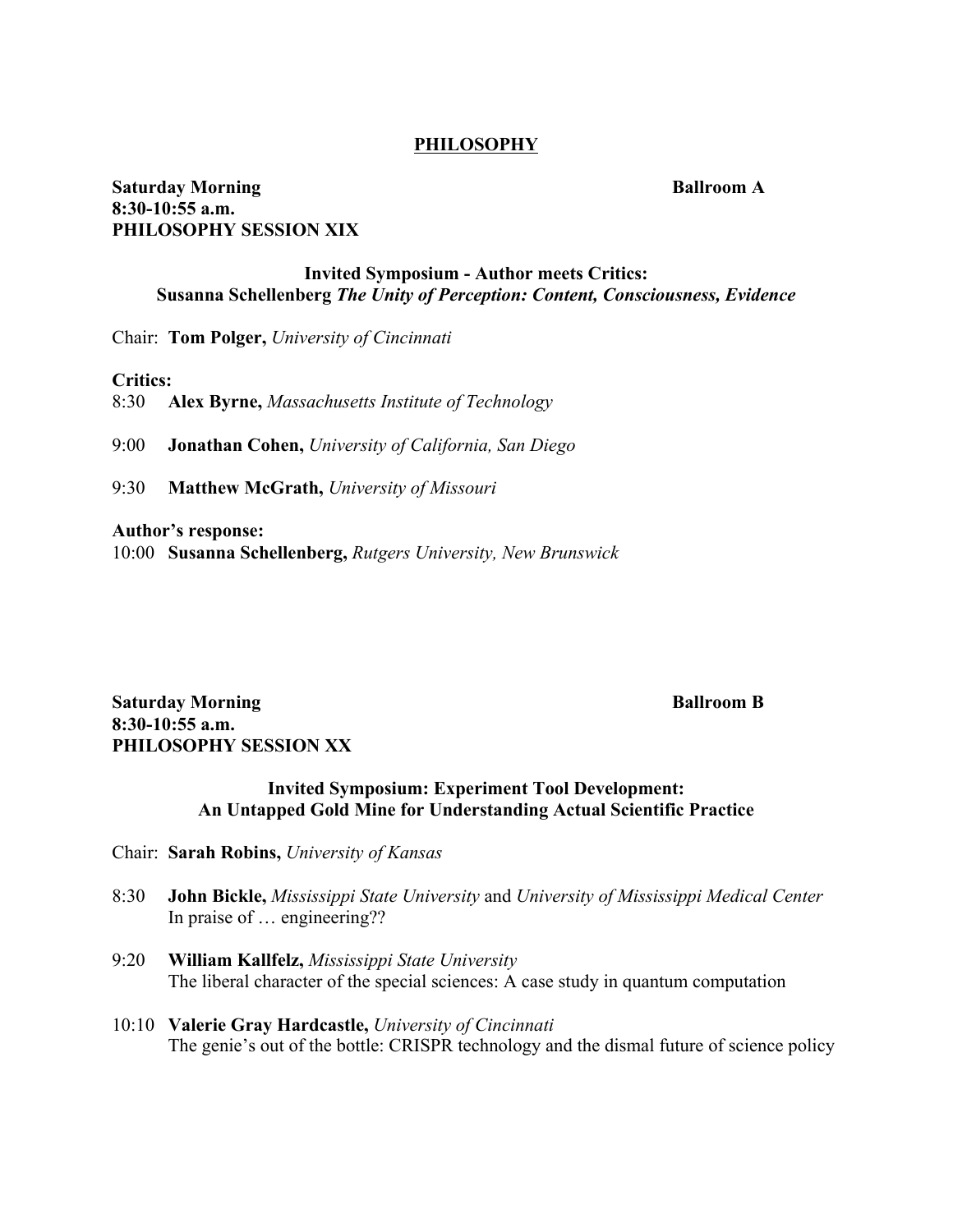# PHILOSOPHY

**Saturday Morning** **Ballroom A**
**8:30-10:55 a.m.**
**PHILOSOPHY SESSION XIX**

### Invited Symposium - Author meets Critics: Susanna Schellenberg *The Unity of Perception: Content, Consciousness, Evidence*

Chair: **Tom Polger,** *University of Cincinnati*

**Critics:**

8:30 **Alex Byrne,** *Massachusetts Institute of Technology*

9:00 **Jonathan Cohen,** *University of California, San Diego*

9:30 **Matthew McGrath,** *University of Missouri*

**Author's response:**

10:00 **Susanna Schellenberg,** *Rutgers University, New Brunswick*

**Saturday Morning** **Ballroom B**
**8:30-10:55 a.m.**
**PHILOSOPHY SESSION XX**

### Invited Symposium: Experiment Tool Development: An Untapped Gold Mine for Understanding Actual Scientific Practice

Chair: **Sarah Robins,** *University of Kansas*

8:30 **John Bickle,** *Mississippi State University* and *University of Mississippi Medical Center*
In praise of … engineering??

9:20 **William Kallfelz,** *Mississippi State University*
The liberal character of the special sciences: A case study in quantum computation

10:10 **Valerie Gray Hardcastle,** *University of Cincinnati*
The genie's out of the bottle: CRISPR technology and the dismal future of science policy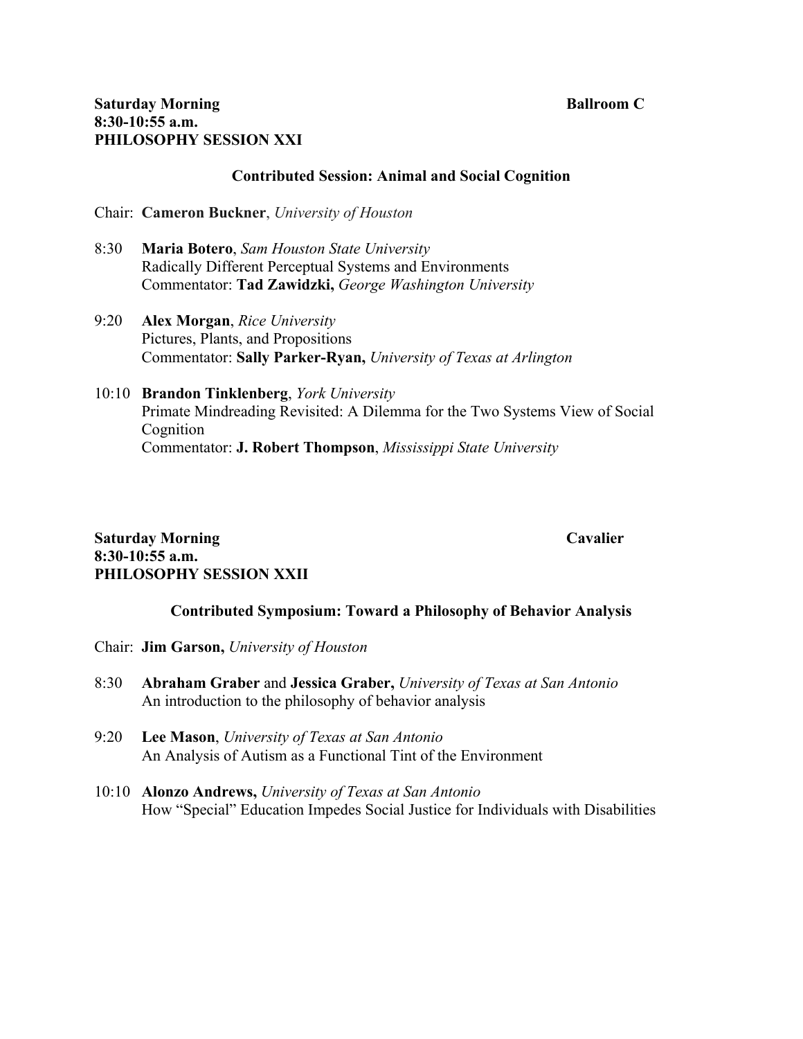**Saturday Morning** **Ballroom C**
**8:30-10:55 a.m.**
**PHILOSOPHY SESSION XXI**

**Contributed Session: Animal and Social Cognition**

Chair: **Cameron Buckner**, *University of Houston*

8:30 **Maria Botero**, *Sam Houston State University*
Radically Different Perceptual Systems and Environments
Commentator: **Tad Zawidzki,** *George Washington University*

9:20 **Alex Morgan**, *Rice University*
Pictures, Plants, and Propositions
Commentator: **Sally Parker-Ryan,** *University of Texas at Arlington*

10:10 **Brandon Tinklenberg**, *York University*
Primate Mindreading Revisited: A Dilemma for the Two Systems View of Social Cognition
Commentator: **J. Robert Thompson**, *Mississippi State University*

**Saturday Morning** **Cavalier**
**8:30-10:55 a.m.**
**PHILOSOPHY SESSION XXII**

**Contributed Symposium: Toward a Philosophy of Behavior Analysis**

Chair: **Jim Garson,** *University of Houston*

8:30 **Abraham Graber** and **Jessica Graber,** *University of Texas at San Antonio*
An introduction to the philosophy of behavior analysis

9:20 **Lee Mason**, *University of Texas at San Antonio*
An Analysis of Autism as a Functional Tint of the Environment

10:10 **Alonzo Andrews,** *University of Texas at San Antonio*
How "Special" Education Impedes Social Justice for Individuals with Disabilities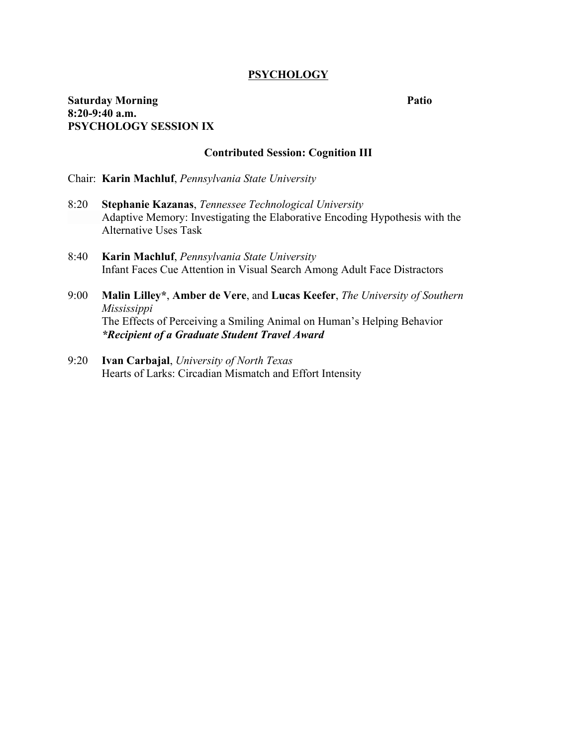# PSYCHOLOGY

**Saturday Morning** **Patio**
**8:20-9:40 a.m.**
**PSYCHOLOGY SESSION IX**

## Contributed Session: Cognition III

Chair: **Karin Machluf**, *Pennsylvania State University*

8:20 **Stephanie Kazanas**, *Tennessee Technological University*
Adaptive Memory: Investigating the Elaborative Encoding Hypothesis with the Alternative Uses Task

8:40 **Karin Machluf**, *Pennsylvania State University*
Infant Faces Cue Attention in Visual Search Among Adult Face Distractors

9:00 **Malin Lilley***, **Amber de Vere**, and **Lucas Keefer**, *The University of Southern Mississippi*
The Effects of Perceiving a Smiling Animal on Human's Helping Behavior
***Recipient of a Graduate Student Travel Award***

9:20 **Ivan Carbajal**, *University of North Texas*
Hearts of Larks: Circadian Mismatch and Effort Intensity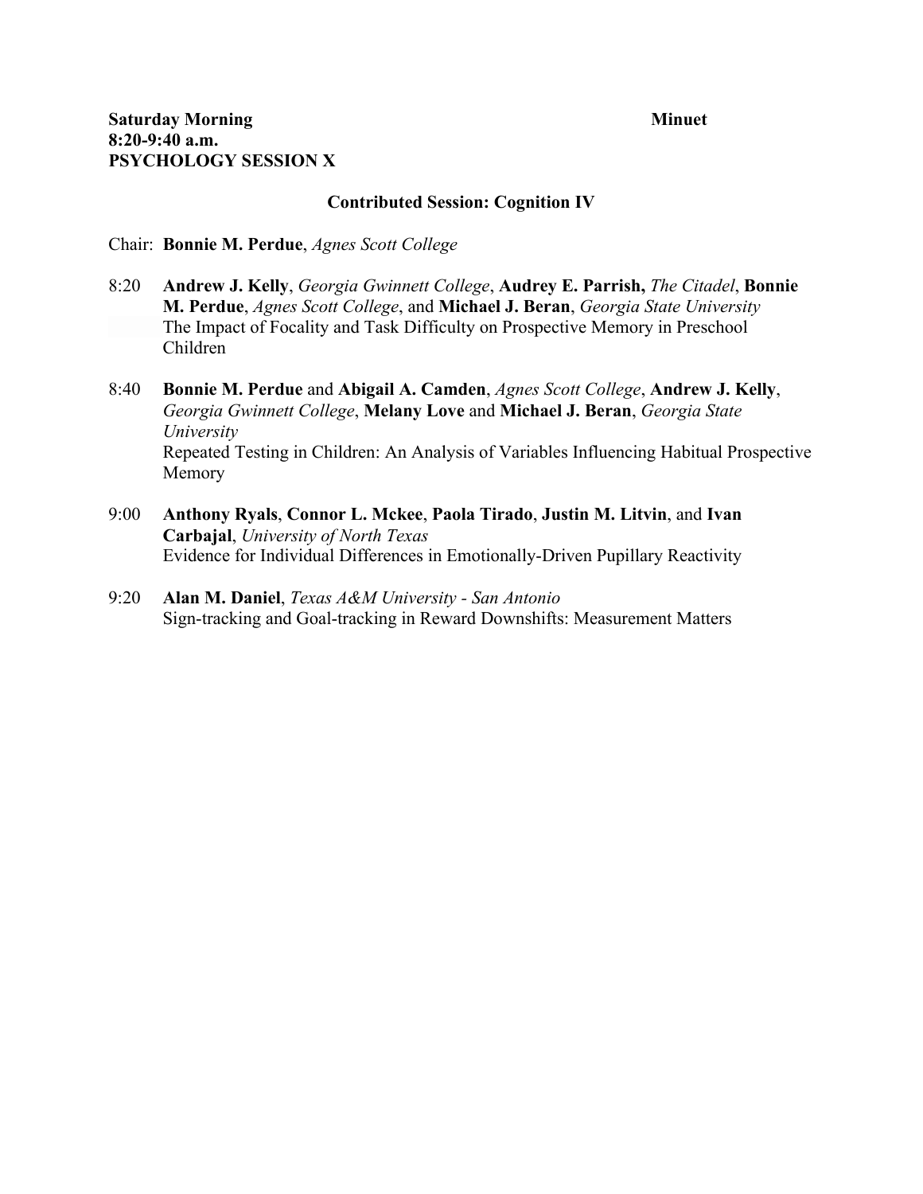**Saturday Morning** **Minuet**
**8:20-9:40 a.m.**
**PSYCHOLOGY SESSION X**

**Contributed Session: Cognition IV**

Chair: **Bonnie M. Perdue**, *Agnes Scott College*

8:20 **Andrew J. Kelly**, *Georgia Gwinnett College*, **Audrey E. Parrish,** *The Citadel*, **Bonnie M. Perdue**, *Agnes Scott College*, and **Michael J. Beran**, *Georgia State University*
The Impact of Focality and Task Difficulty on Prospective Memory in Preschool Children

8:40 **Bonnie M. Perdue** and **Abigail A. Camden**, *Agnes Scott College*, **Andrew J. Kelly**, *Georgia Gwinnett College*, **Melany Love** and **Michael J. Beran**, *Georgia State University*
Repeated Testing in Children: An Analysis of Variables Influencing Habitual Prospective Memory

9:00 **Anthony Ryals**, **Connor L. Mckee**, **Paola Tirado**, **Justin M. Litvin**, and **Ivan Carbajal**, *University of North Texas*
Evidence for Individual Differences in Emotionally-Driven Pupillary Reactivity

9:20 **Alan M. Daniel**, *Texas A&M University - San Antonio*
Sign-tracking and Goal-tracking in Reward Downshifts: Measurement Matters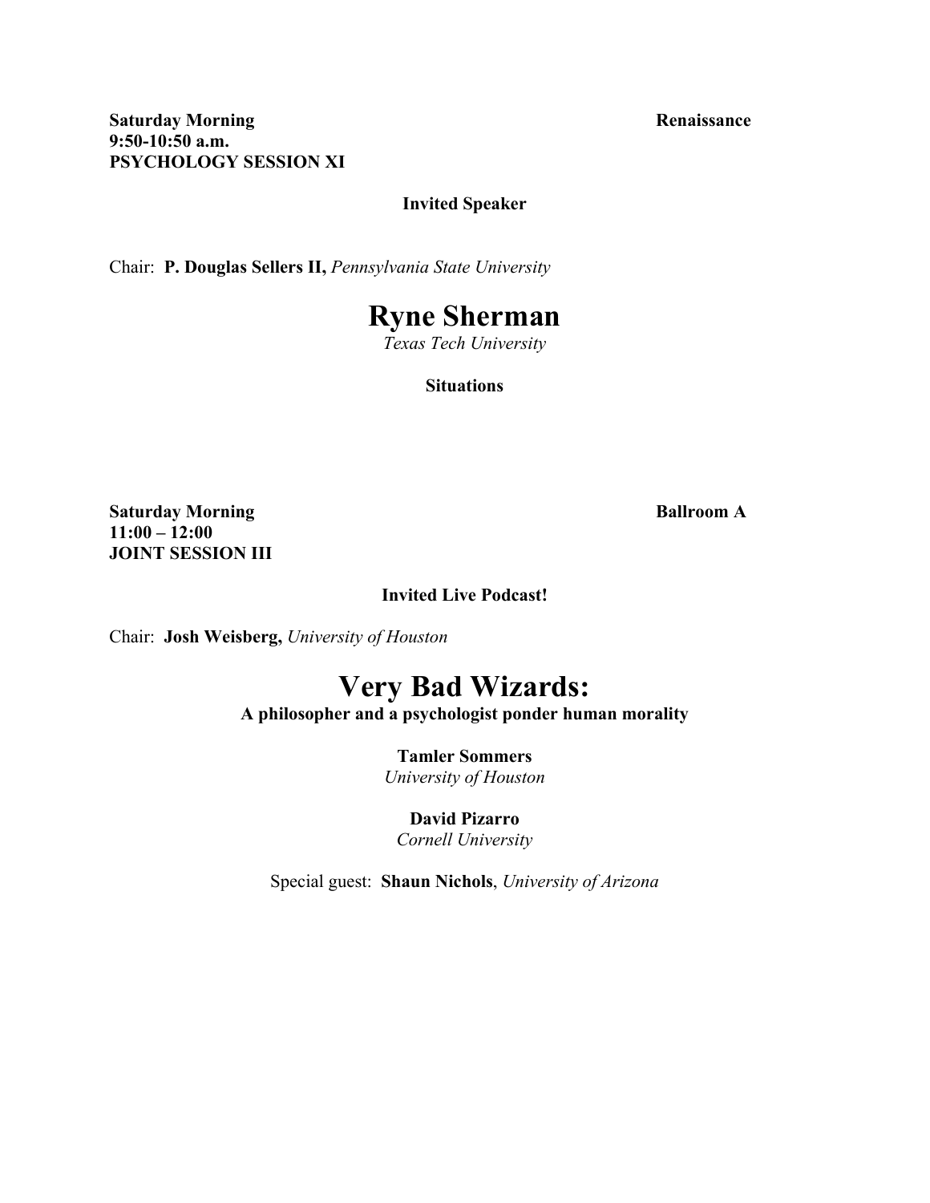**Saturday Morning** **Renaissance**
**9:50-10:50 a.m.**
**PSYCHOLOGY SESSION XI**

**Invited Speaker**

Chair: **P. Douglas Sellers II,** *Pennsylvania State University*

# Ryne Sherman

*Texas Tech University*

**Situations**

**Saturday Morning** **Ballroom A**
**11:00 – 12:00**
**JOINT SESSION III**

**Invited Live Podcast!**

Chair: **Josh Weisberg,** *University of Houston*

# Very Bad Wizards:

**A philosopher and a psychologist ponder human morality**

**Tamler Sommers**
*University of Houston*

**David Pizarro**
*Cornell University*

Special guest: **Shaun Nichols**, *University of Arizona*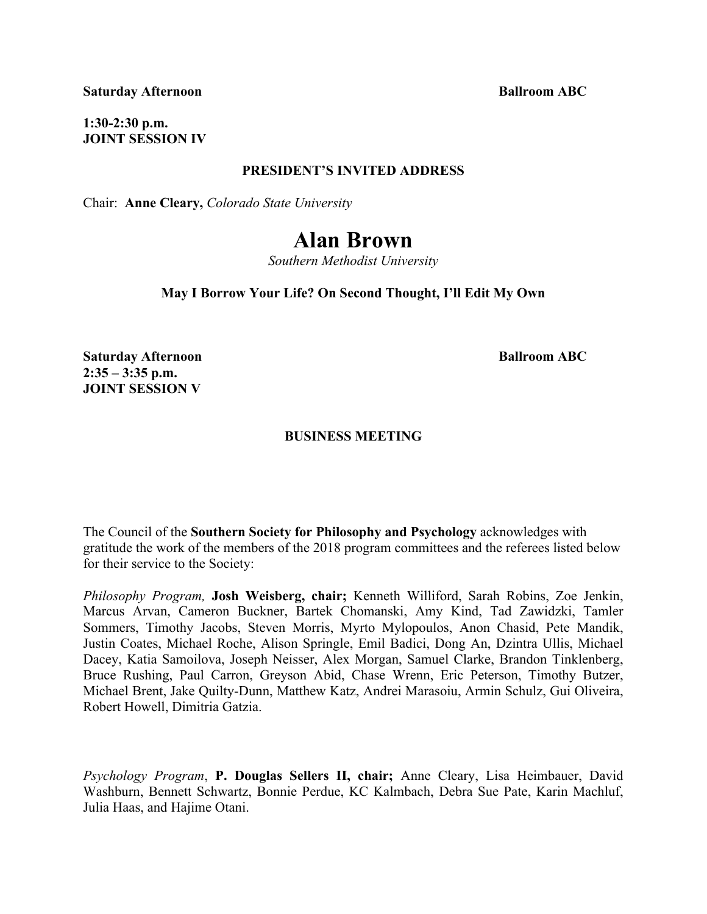**Saturday Afternoon** **Ballroom ABC**

**1:30-2:30 p.m.**
**JOINT SESSION IV**

**PRESIDENT'S INVITED ADDRESS**

Chair: **Anne Cleary,** *Colorado State University*

# Alan Brown

*Southern Methodist University*

**May I Borrow Your Life? On Second Thought, I'll Edit My Own**

**Saturday Afternoon** **Ballroom ABC**
**2:35 – 3:35 p.m.**
**JOINT SESSION V**

**BUSINESS MEETING**

The Council of the **Southern Society for Philosophy and Psychology** acknowledges with gratitude the work of the members of the 2018 program committees and the referees listed below for their service to the Society:

*Philosophy Program,* **Josh Weisberg, chair;** Kenneth Williford, Sarah Robins, Zoe Jenkin, Marcus Arvan, Cameron Buckner, Bartek Chomanski, Amy Kind, Tad Zawidzki, Tamler Sommers, Timothy Jacobs, Steven Morris, Myrto Mylopoulos, Anon Chasid, Pete Mandik, Justin Coates, Michael Roche, Alison Springle, Emil Badici, Dong An, Dzintra Ullis, Michael Dacey, Katia Samoilova, Joseph Neisser, Alex Morgan, Samuel Clarke, Brandon Tinklenberg, Bruce Rushing, Paul Carron, Greyson Abid, Chase Wrenn, Eric Peterson, Timothy Butzer, Michael Brent, Jake Quilty-Dunn, Matthew Katz, Andrei Marasoiu, Armin Schulz, Gui Oliveira, Robert Howell, Dimitria Gatzia.

*Psychology Program*, **P. Douglas Sellers II, chair;** Anne Cleary, Lisa Heimbauer, David Washburn, Bennett Schwartz, Bonnie Perdue, KC Kalmbach, Debra Sue Pate, Karin Machluf, Julia Haas, and Hajime Otani.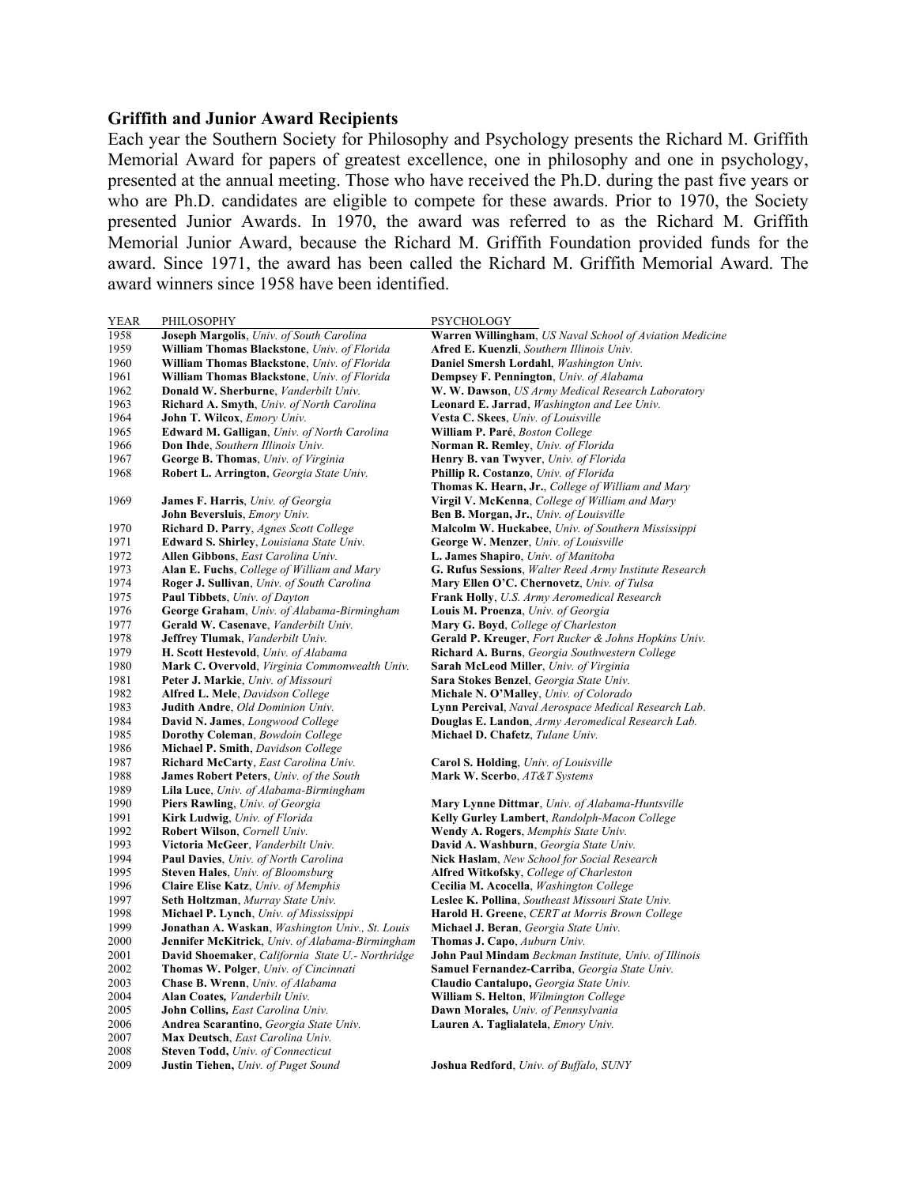**Griffith and Junior Award Recipients**

Each year the Southern Society for Philosophy and Psychology presents the Richard M. Griffith Memorial Award for papers of greatest excellence, one in philosophy and one in psychology, presented at the annual meeting. Those who have received the Ph.D. during the past five years or who are Ph.D. candidates are eligible to compete for these awards. Prior to 1970, the Society presented Junior Awards. In 1970, the award was referred to as the Richard M. Griffith Memorial Junior Award, because the Richard M. Griffith Foundation provided funds for the award. Since 1971, the award has been called the Richard M. Griffith Memorial Award. The award winners since 1958 have been identified.

| YEAR | PHILOSOPHY | PSYCHOLOGY |
|---|---|---|
| 1958 | **Joseph Margolis**, *Univ. of South Carolina* | **Warren Willingham**, *US Naval School of Aviation Medicine* |
| 1959 | **William Thomas Blackstone**, *Univ. of Florida* | **Afred E. Kuenzli**, *Southern Illinois Univ.* |
| 1960 | **William Thomas Blackstone**, *Univ. of Florida* | **Daniel Smersh Lordahl**, *Washington Univ.* |
| 1961 | **William Thomas Blackstone**, *Univ. of Florida* | **Dempsey F. Pennington**, *Univ. of Alabama* |
| 1962 | **Donald W. Sherburne**, *Vanderbilt Univ.* | **W. W. Dawson**, *US Army Medical Research Laboratory* |
| 1963 | **Richard A. Smyth**, *Univ. of North Carolina* | **Leonard E. Jarrad**, *Washington and Lee Univ.* |
| 1964 | **John T. Wilcox**, *Emory Univ.* | **Vesta C. Skees**, *Univ. of Louisville* |
| 1965 | **Edward M. Galligan**, *Univ. of North Carolina* | **William P. Paré**, *Boston College* |
| 1966 | **Don Ihde**, *Southern Illinois Univ.* | **Norman R. Remley**, *Univ. of Florida* |
| 1967 | **George B. Thomas**, *Univ. of Virginia* | **Henry B. van Twyver**, *Univ. of Florida* |
| 1968 | **Robert L. Arrington**, *Georgia State Univ.* | **Phillip R. Costanzo**, *Univ. of Florida* |
| | | **Thomas K. Hearn, Jr.**, *College of William and Mary* |
| 1969 | **James F. Harris**, *Univ. of Georgia* | **Virgil V. McKenna**, *College of William and Mary* |
| | **John Beversluis**, *Emory Univ.* | **Ben B. Morgan, Jr.**, *Univ. of Louisville* |
| 1970 | **Richard D. Parry**, *Agnes Scott College* | **Malcolm W. Huckabee**, *Univ. of Southern Mississippi* |
| 1971 | **Edward S. Shirley**, *Louisiana State Univ.* | **George W. Menzer**, *Univ. of Louisville* |
| 1972 | **Allen Gibbons**, *East Carolina Univ.* | **L. James Shapiro**, *Univ. of Manitoba* |
| 1973 | **Alan E. Fuchs**, *College of William and Mary* | **G. Rufus Sessions**, *Walter Reed Army Institute Research* |
| 1974 | **Roger J. Sullivan**, *Univ. of South Carolina* | **Mary Ellen O'C. Chernovetz**, *Univ. of Tulsa* |
| 1975 | **Paul Tibbets**, *Univ. of Dayton* | **Frank Holly**, *U.S. Army Aeromedical Research* |
| 1976 | **George Graham**, *Univ. of Alabama-Birmingham* | **Louis M. Proenza**, *Univ. of Georgia* |
| 1977 | **Gerald W. Casenave**, *Vanderbilt Univ.* | **Mary G. Boyd**, *College of Charleston* |
| 1978 | **Jeffrey Tlumak**, *Vanderbilt Univ.* | **Gerald P. Kreuger**, *Fort Rucker & Johns Hopkins Univ.* |
| 1979 | **H. Scott Hestevold**, *Univ. of Alabama* | **Richard A. Burns**, *Georgia Southwestern College* |
| 1980 | **Mark C. Overvold**, *Virginia Commonwealth Univ.* | **Sarah McLeod Miller**, *Univ. of Virginia* |
| 1981 | **Peter J. Markie**, *Univ. of Missouri* | **Sara Stokes Benzel**, *Georgia State Univ.* |
| 1982 | **Alfred L. Mele**, *Davidson College* | **Michale N. O'Malley**, *Univ. of Colorado* |
| 1983 | **Judith Andre**, *Old Dominion Univ.* | **Lynn Percival**, *Naval Aerospace Medical Research Lab.* |
| 1984 | **David N. James**, *Longwood College* | **Douglas E. Landon**, *Army Aeromedical Research Lab.* |
| 1985 | **Dorothy Coleman**, *Bowdoin College* | **Michael D. Chafetz**, *Tulane Univ.* |
| 1986 | **Michael P. Smith**, *Davidson College* | |
| 1987 | **Richard McCarty**, *East Carolina Univ.* | **Carol S. Holding**, *Univ. of Louisville* |
| 1988 | **James Robert Peters**, *Univ. of the South* | **Mark W. Scerbo**, *AT&T Systems* |
| 1989 | **Lila Luce**, *Univ. of Alabama-Birmingham* | |
| 1990 | **Piers Rawling**, *Univ. of Georgia* | **Mary Lynne Dittmar**, *Univ. of Alabama-Huntsville* |
| 1991 | **Kirk Ludwig**, *Univ. of Florida* | **Kelly Gurley Lambert**, *Randolph-Macon College* |
| 1992 | **Robert Wilson**, *Cornell Univ.* | **Wendy A. Rogers**, *Memphis State Univ.* |
| 1993 | **Victoria McGeer**, *Vanderbilt Univ.* | **David A. Washburn**, *Georgia State Univ.* |
| 1994 | **Paul Davies**, *Univ. of North Carolina* | **Nick Haslam**, *New School for Social Research* |
| 1995 | **Steven Hales**, *Univ. of Bloomsburg* | **Alfred Witkofsky**, *College of Charleston* |
| 1996 | **Claire Elise Katz**, *Univ. of Memphis* | **Cecilia M. Acocella**, *Washington College* |
| 1997 | **Seth Holtzman**, *Murray State Univ.* | **Leslee K. Pollina**, *Southeast Missouri State Univ.* |
| 1998 | **Michael P. Lynch**, *Univ. of Mississippi* | **Harold H. Greene**, *CERT at Morris Brown College* |
| 1999 | **Jonathan A. Waskan**, *Washington Univ., St. Louis* | **Michael J. Beran**, *Georgia State Univ.* |
| 2000 | **Jennifer McKitrick**, *Univ. of Alabama-Birmingham* | **Thomas J. Capo**, *Auburn Univ.* |
| 2001 | **David Shoemaker**, *California State U.- Northridge* | **John Paul Mindam** *Beckman Institute, Univ. of Illinois* |
| 2002 | **Thomas W. Polger**, *Univ. of Cincinnati* | **Samuel Fernandez-Carriba**, *Georgia State Univ.* |
| 2003 | **Chase B. Wrenn**, *Univ. of Alabama* | **Claudio Cantalupo,** *Georgia State Univ.* |
| 2004 | **Alan Coates,** *Vanderbilt Univ.* | **William S. Helton**, *Wilmington College* |
| 2005 | **John Collins,** *East Carolina Univ.* | **Dawn Morales,** *Univ. of Pennsylvania* |
| 2006 | **Andrea Scarantino**, *Georgia State Univ.* | **Lauren A. Taglialatela**, *Emory Univ.* |
| 2007 | **Max Deutsch**, *East Carolina Univ.* | |
| 2008 | **Steven Todd,** *Univ. of Connecticut* | |
| 2009 | **Justin Tiehen,** *Univ. of Puget Sound* | **Joshua Redford**, *Univ. of Buffalo, SUNY* |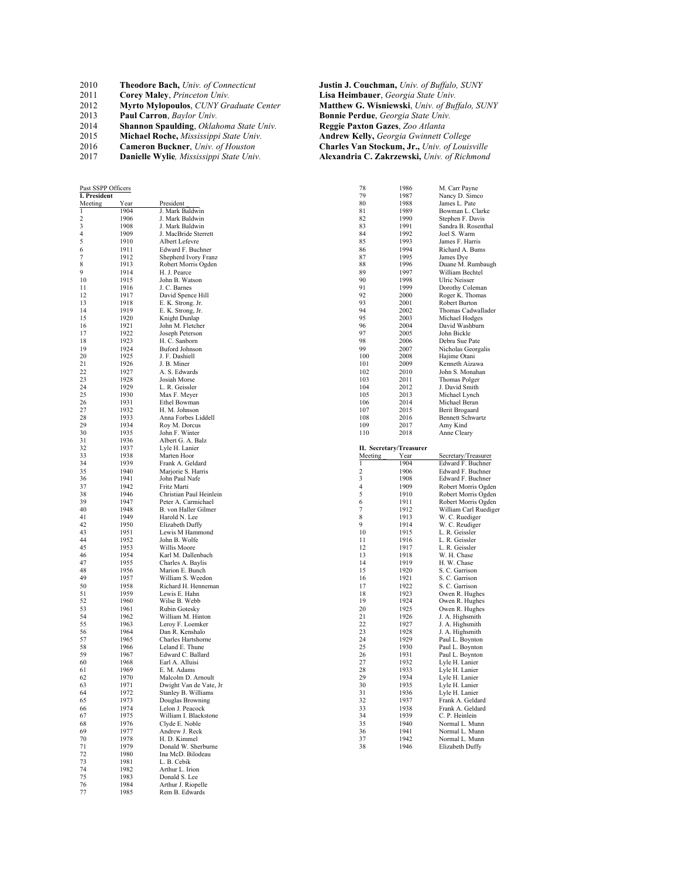| | | |
|---|---|---|
| 2010 | **Theodore Bach,** *Univ. of Connecticut* | **Justin J. Couchman,** *Univ. of Buffalo, SUNY* |
| 2011 | **Corey Maley**, *Princeton Univ.* | **Lisa Heimbauer**, *Georgia State Univ.* |
| 2012 | **Myrto Mylopoulos**, *CUNY Graduate Center* | **Matthew G. Wisniewski**, *Univ. of Buffalo, SUNY* |
| 2013 | **Paul Carron**, *Baylor Univ.* | **Bonnie Perdue**, *Georgia State Univ.* |
| 2014 | **Shannon Spaulding**, *Oklahoma State Univ.* | **Reggie Paxton Gazes**, *Zoo Atlanta* |
| 2015 | **Michael Roche,** *Mississippi State Univ.* | **Andrew Kelly,** *Georgia Gwinnett College* |
| 2016 | **Cameron Buckner**, *Univ. of Houston* | **Charles Van Stockum, Jr.,** *Univ. of Louisville* |
| 2017 | **Danielle Wylie***, Mississippi State Univ.* | **Alexandria C. Zakrzewski,** *Univ. of Richmond* |

Past SSPP Officers

**I. President**

| Meeting | Year | President |
|---|---|---|
| 1 | 1904 | J. Mark Baldwin |
| 2 | 1906 | J. Mark Baldwin |
| 3 | 1908 | J. Mark Baldwin |
| 4 | 1909 | J. MacBride Sterrett |
| 5 | 1910 | Albert Lefevre |
| 6 | 1911 | Edward F. Buchner |
| 7 | 1912 | Shepherd Ivory Franz |
| 8 | 1913 | Robert Morris Ogden |
| 9 | 1914 | H. J. Pearce |
| 10 | 1915 | John B. Watson |
| 11 | 1916 | J. C. Barnes |
| 12 | 1917 | David Spence Hill |
| 13 | 1918 | E. K. Strong. Jr. |
| 14 | 1919 | E. K. Strong, Jr. |
| 15 | 1920 | Knight Dunlap |
| 16 | 1921 | John M. Fletcher |
| 17 | 1922 | Joseph Peterson |
| 18 | 1923 | H. C. Sanborn |
| 19 | 1924 | Buford Johnson |
| 20 | 1925 | J. F. Dashiell |
| 21 | 1926 | J. B. Miner |
| 22 | 1927 | A. S. Edwards |
| 23 | 1928 | Josiah Morse |
| 24 | 1929 | L. R. Geissler |
| 25 | 1930 | Max F. Meyer |
| 26 | 1931 | Ethel Bowman |
| 27 | 1932 | H. M. Johnson |
| 28 | 1933 | Anna Forbes Liddell |
| 29 | 1934 | Roy M. Dorcus |
| 30 | 1935 | John F. Winter |
| 31 | 1936 | Albert G. A. Balz |
| 32 | 1937 | Lyle H. Lanier |
| 33 | 1938 | Marten Hoor |
| 34 | 1939 | Frank A. Geldard |
| 35 | 1940 | Marjorie S. Harris |
| 36 | 1941 | John Paul Nafe |
| 37 | 1942 | Fritz Marti |
| 38 | 1946 | Christian Paul Heinlein |
| 39 | 1947 | Peter A. Carmichael |
| 40 | 1948 | B. von Haller Gilmer |
| 41 | 1949 | Harold N. Lee |
| 42 | 1950 | Elizabeth Duffy |
| 43 | 1951 | Lewis M Hammond |
| 44 | 1952 | John B. Wolfe |
| 45 | 1953 | Willis Moore |
| 46 | 1954 | Karl M. Dallenbach |
| 47 | 1955 | Charles A. Baylis |
| 48 | 1956 | Marion E. Bunch |
| 49 | 1957 | William S. Weedon |
| 50 | 1958 | Richard H. Henneman |
| 51 | 1959 | Lewis E. Hahn |
| 52 | 1960 | Wilse B. Webb |
| 53 | 1961 | Rubin Gotesky |
| 54 | 1962 | William M. Hinton |
| 55 | 1963 | Leroy F. Loemker |
| 56 | 1964 | Dan R. Kenshalo |
| 57 | 1965 | Charles Hartshorne |
| 58 | 1966 | Leland E. Thune |
| 59 | 1967 | Edward C. Ballard |
| 60 | 1968 | Earl A. Alluisi |
| 61 | 1969 | E. M. Adams |
| 62 | 1970 | Malcolm D. Arnoult |
| 63 | 1971 | Dwight Van de Vate, Jr |
| 64 | 1972 | Stanley B. Williams |
| 65 | 1973 | Douglas Browning |
| 66 | 1974 | Lelon J. Peacock |
| 67 | 1975 | William I. Blackstone |
| 68 | 1976 | Clyde E. Noble |
| 69 | 1977 | Andrew J. Reck |
| 70 | 1978 | H. D. Kimmel |
| 71 | 1979 | Donald W. Sherburne |
| 72 | 1980 | Ina McD. Bilodeau |
| 73 | 1981 | L. B. Cebik |
| 74 | 1982 | Arthur L. Irion |
| 75 | 1983 | Donald S. Lee |
| 76 | 1984 | Arthur J. Riopelle |
| 77 | 1985 | Rem B. Edwards |
| 78 | 1986 | M. Carr Payne |
| 79 | 1987 | Nancy D. Simco |
| 80 | 1988 | James L. Pate |
| 81 | 1989 | Bowman L. Clarke |
| 82 | 1990 | Stephen F. Davis |
| 83 | 1991 | Sandra B. Rosenthal |
| 84 | 1992 | Joel S. Warm |
| 85 | 1993 | James F. Harris |
| 86 | 1994 | Richard A. Bums |
| 87 | 1995 | James Dye |
| 88 | 1996 | Duane M. Rumbaugh |
| 89 | 1997 | William Bechtel |
| 90 | 1998 | Ulric Neisser |
| 91 | 1999 | Dorothy Coleman |
| 92 | 2000 | Roger K. Thomas |
| 93 | 2001 | Robert Burton |
| 94 | 2002 | Thomas Cadwallader |
| 95 | 2003 | Michael Hodges |
| 96 | 2004 | David Washburn |
| 97 | 2005 | John Bickle |
| 98 | 2006 | Debra Sue Pate |
| 99 | 2007 | Nicholas Georgalis |
| 100 | 2008 | Hajime Otani |
| 101 | 2009 | Kenneth Aizawa |
| 102 | 2010 | John S. Monahan |
| 103 | 2011 | Thomas Polger |
| 104 | 2012 | J. David Smith |
| 105 | 2013 | Michael Lynch |
| 106 | 2014 | Michael Beran |
| 107 | 2015 | Berit Brogaard |
| 108 | 2016 | Bennett Schwartz |
| 109 | 2017 | Amy Kind |
| 110 | 2018 | Anne Cleary |

**II. Secretary/Treasurer**

| Meeting | Year | Secretary/Treasurer |
|---|---|---|
| 1 | 1904 | Edward F. Buchner |
| 2 | 1906 | Edward F. Buchner |
| 3 | 1908 | Edward F. Buchner |
| 4 | 1909 | Robert Morris Ogden |
| 5 | 1910 | Robert Morris Ogden |
| 6 | 1911 | Robert Morris Ogden |
| 7 | 1912 | William Carl Ruediger |
| 8 | 1913 | W. C. Ruediger |
| 9 | 1914 | W. C. Reudiger |
| 10 | 1915 | L. R. Geissler |
| 11 | 1916 | L. R. Geissler |
| 12 | 1917 | L. R. Geissler |
| 13 | 1918 | W. H. Chase |
| 14 | 1919 | H. W. Chase |
| 15 | 1920 | S. C. Garrison |
| 16 | 1921 | S. C. Garrison |
| 17 | 1922 | S. C. Garrison |
| 18 | 1923 | Owen R. Hughes |
| 19 | 1924 | Owen R. Hughes |
| 20 | 1925 | Owen R. Hughes |
| 21 | 1926 | J. A. Highsmith |
| 22 | 1927 | J. A. Highsmith |
| 23 | 1928 | J. A. Highsmith |
| 24 | 1929 | Paul L. Boynton |
| 25 | 1930 | Paul L. Boynton |
| 26 | 1931 | Paul L. Boynton |
| 27 | 1932 | Lyle H. Lanier |
| 28 | 1933 | Lyle H. Lanier |
| 29 | 1934 | Lyle H. Lanier |
| 30 | 1935 | Lyle H. Lanier |
| 31 | 1936 | Lyle H. Lanier |
| 32 | 1937 | Frank A. Geldard |
| 33 | 1938 | Frank A. Geldard |
| 34 | 1939 | C. P. Heinlein |
| 35 | 1940 | Normal L. Munn |
| 36 | 1941 | Normal L. Munn |
| 37 | 1942 | Normal L. Munn |
| 38 | 1946 | Elizabeth Duffy |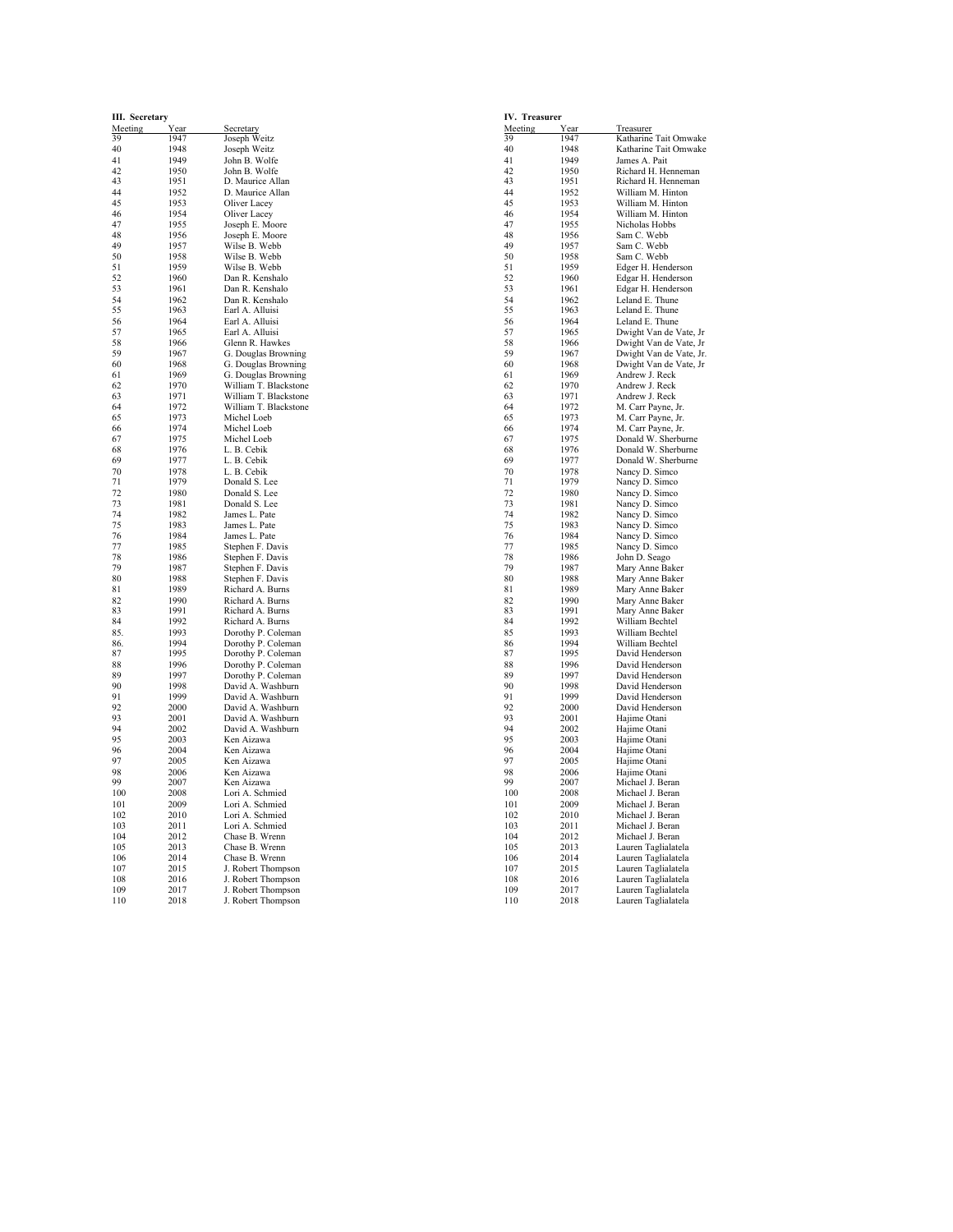### III. Secretary

| Meeting | Year | Secretary |
|---|---|---|
| 39 | 1947 | Joseph Weitz |
| 40 | 1948 | Joseph Weitz |
| 41 | 1949 | John B. Wolfe |
| 42 | 1950 | John B. Wolfe |
| 43 | 1951 | D. Maurice Allan |
| 44 | 1952 | D. Maurice Allan |
| 45 | 1953 | Oliver Lacey |
| 46 | 1954 | Oliver Lacey |
| 47 | 1955 | Joseph E. Moore |
| 48 | 1956 | Joseph E. Moore |
| 49 | 1957 | Wilse B. Webb |
| 50 | 1958 | Wilse B. Webb |
| 51 | 1959 | Wilse B. Webb |
| 52 | 1960 | Dan R. Kenshalo |
| 53 | 1961 | Dan R. Kenshalo |
| 54 | 1962 | Dan R. Kenshalo |
| 55 | 1963 | Earl A. Alluisi |
| 56 | 1964 | Earl A. Alluisi |
| 57 | 1965 | Earl A. Alluisi |
| 58 | 1966 | Glenn R. Hawkes |
| 59 | 1967 | G. Douglas Browning |
| 60 | 1968 | G. Douglas Browning |
| 61 | 1969 | G. Douglas Browning |
| 62 | 1970 | William T. Blackstone |
| 63 | 1971 | William T. Blackstone |
| 64 | 1972 | William T. Blackstone |
| 65 | 1973 | Michel Loeb |
| 66 | 1974 | Michel Loeb |
| 67 | 1975 | Michel Loeb |
| 68 | 1976 | L. B. Cebik |
| 69 | 1977 | L. B. Cebik |
| 70 | 1978 | L. B. Cebik |
| 71 | 1979 | Donald S. Lee |
| 72 | 1980 | Donald S. Lee |
| 73 | 1981 | Donald S. Lee |
| 74 | 1982 | James L. Pate |
| 75 | 1983 | James L. Pate |
| 76 | 1984 | James L. Pate |
| 77 | 1985 | Stephen F. Davis |
| 78 | 1986 | Stephen F. Davis |
| 79 | 1987 | Stephen F. Davis |
| 80 | 1988 | Stephen F. Davis |
| 81 | 1989 | Richard A. Burns |
| 82 | 1990 | Richard A. Burns |
| 83 | 1991 | Richard A. Burns |
| 84 | 1992 | Richard A. Burns |
| 85. | 1993 | Dorothy P. Coleman |
| 86. | 1994 | Dorothy P. Coleman |
| 87 | 1995 | Dorothy P. Coleman |
| 88 | 1996 | Dorothy P. Coleman |
| 89 | 1997 | Dorothy P. Coleman |
| 90 | 1998 | David A. Washburn |
| 91 | 1999 | David A. Washburn |
| 92 | 2000 | David A. Washburn |
| 93 | 2001 | David A. Washburn |
| 94 | 2002 | David A. Washburn |
| 95 | 2003 | Ken Aizawa |
| 96 | 2004 | Ken Aizawa |
| 97 | 2005 | Ken Aizawa |
| 98 | 2006 | Ken Aizawa |
| 99 | 2007 | Ken Aizawa |
| 100 | 2008 | Lori A. Schmied |
| 101 | 2009 | Lori A. Schmied |
| 102 | 2010 | Lori A. Schmied |
| 103 | 2011 | Lori A. Schmied |
| 104 | 2012 | Chase B. Wrenn |
| 105 | 2013 | Chase B. Wrenn |
| 106 | 2014 | Chase B. Wrenn |
| 107 | 2015 | J. Robert Thompson |
| 108 | 2016 | J. Robert Thompson |
| 109 | 2017 | J. Robert Thompson |
| 110 | 2018 | J. Robert Thompson |

### IV. Treasurer

| Meeting | Year | Treasurer |
|---|---|---|
| 39 | 1947 | Katharine Tait Omwake |
| 40 | 1948 | Katharine Tait Omwake |
| 41 | 1949 | James A. Pait |
| 42 | 1950 | Richard H. Henneman |
| 43 | 1951 | Richard H. Henneman |
| 44 | 1952 | William M. Hinton |
| 45 | 1953 | William M. Hinton |
| 46 | 1954 | William M. Hinton |
| 47 | 1955 | Nicholas Hobbs |
| 48 | 1956 | Sam C. Webb |
| 49 | 1957 | Sam C. Webb |
| 50 | 1958 | Sam C. Webb |
| 51 | 1959 | Edger H. Henderson |
| 52 | 1960 | Edgar H. Henderson |
| 53 | 1961 | Edgar H. Henderson |
| 54 | 1962 | Leland E. Thune |
| 55 | 1963 | Leland E. Thune |
| 56 | 1964 | Leland E. Thune |
| 57 | 1965 | Dwight Van de Vate, Jr |
| 58 | 1966 | Dwight Van de Vate, Jr |
| 59 | 1967 | Dwight Van de Vate, Jr. |
| 60 | 1968 | Dwight Van de Vate, Jr |
| 61 | 1969 | Andrew J. Reck |
| 62 | 1970 | Andrew J. Reck |
| 63 | 1971 | Andrew J. Reck |
| 64 | 1972 | M. Carr Payne, Jr. |
| 65 | 1973 | M. Carr Payne, Jr. |
| 66 | 1974 | M. Carr Payne, Jr. |
| 67 | 1975 | Donald W. Sherburne |
| 68 | 1976 | Donald W. Sherburne |
| 69 | 1977 | Donald W. Sherburne |
| 70 | 1978 | Nancy D. Simco |
| 71 | 1979 | Nancy D. Simco |
| 72 | 1980 | Nancy D. Simco |
| 73 | 1981 | Nancy D. Simco |
| 74 | 1982 | Nancy D. Simco |
| 75 | 1983 | Nancy D. Simco |
| 76 | 1984 | Nancy D. Simco |
| 77 | 1985 | Nancy D. Simco |
| 78 | 1986 | John D. Seago |
| 79 | 1987 | Mary Anne Baker |
| 80 | 1988 | Mary Anne Baker |
| 81 | 1989 | Mary Anne Baker |
| 82 | 1990 | Mary Anne Baker |
| 83 | 1991 | Mary Anne Baker |
| 84 | 1992 | William Bechtel |
| 85 | 1993 | William Bechtel |
| 86 | 1994 | William Bechtel |
| 87 | 1995 | David Henderson |
| 88 | 1996 | David Henderson |
| 89 | 1997 | David Henderson |
| 90 | 1998 | David Henderson |
| 91 | 1999 | David Henderson |
| 92 | 2000 | David Henderson |
| 93 | 2001 | Hajime Otani |
| 94 | 2002 | Hajime Otani |
| 95 | 2003 | Hajime Otani |
| 96 | 2004 | Hajime Otani |
| 97 | 2005 | Hajime Otani |
| 98 | 2006 | Hajime Otani |
| 99 | 2007 | Michael J. Beran |
| 100 | 2008 | Michael J. Beran |
| 101 | 2009 | Michael J. Beran |
| 102 | 2010 | Michael J. Beran |
| 103 | 2011 | Michael J. Beran |
| 104 | 2012 | Michael J. Beran |
| 105 | 2013 | Lauren Taglialatela |
| 106 | 2014 | Lauren Taglialatela |
| 107 | 2015 | Lauren Taglialatela |
| 108 | 2016 | Lauren Taglialatela |
| 109 | 2017 | Lauren Taglialatela |
| 110 | 2018 | Lauren Taglialatela |